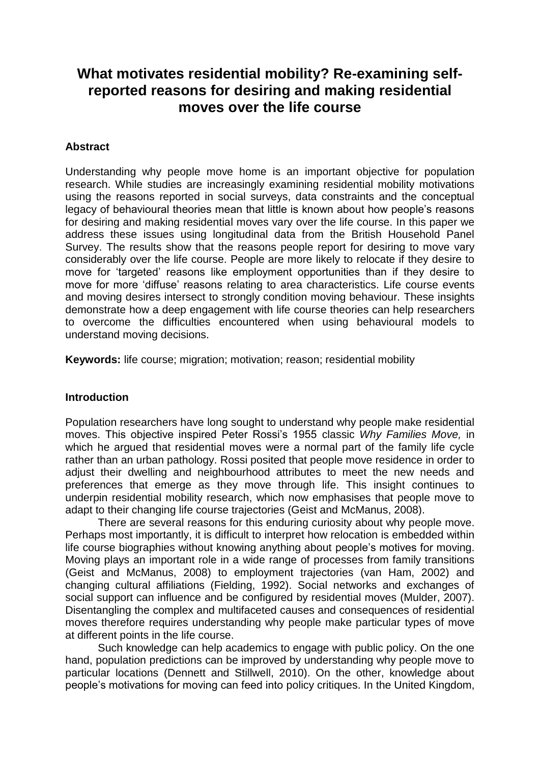# What motivates residential mobility? Re-examining self-reported reasons for desiring and making residential moves over the life course

### Abstract

Understanding why people move home is an important objective for population research. While studies are increasingly examining residential mobility motivations using the reasons reported in social surveys, data constraints and the conceptual legacy of behavioural theories mean that little is known about how people's reasons for desiring and making residential moves vary over the life course. In this paper we address these issues using longitudinal data from the British Household Panel Survey. The results show that the reasons people report for desiring to move vary considerably over the life course. People are more likely to relocate if they desire to move for 'targeted' reasons like employment opportunities than if they desire to move for more 'diffuse' reasons relating to area characteristics. Life course events and moving desires intersect to strongly condition moving behaviour. These insights demonstrate how a deep engagement with life course theories can help researchers to overcome the difficulties encountered when using behavioural models to understand moving decisions.

**Keywords:** life course; migration; motivation; reason; residential mobility

### Introduction

Population researchers have long sought to understand why people make residential moves. This objective inspired Peter Rossi's 1955 classic *Why Families Move,* in which he argued that residential moves were a normal part of the family life cycle rather than an urban pathology. Rossi posited that people move residence in order to adjust their dwelling and neighbourhood attributes to meet the new needs and preferences that emerge as they move through life. This insight continues to underpin residential mobility research, which now emphasises that people move to adapt to their changing life course trajectories (Geist and McManus, 2008).

There are several reasons for this enduring curiosity about why people move. Perhaps most importantly, it is difficult to interpret how relocation is embedded within life course biographies without knowing anything about people's motives for moving. Moving plays an important role in a wide range of processes from family transitions (Geist and McManus, 2008) to employment trajectories (van Ham, 2002) and changing cultural affiliations (Fielding, 1992). Social networks and exchanges of social support can influence and be configured by residential moves (Mulder, 2007). Disentangling the complex and multifaceted causes and consequences of residential moves therefore requires understanding why people make particular types of move at different points in the life course.

Such knowledge can help academics to engage with public policy. On the one hand, population predictions can be improved by understanding why people move to particular locations (Dennett and Stillwell, 2010). On the other, knowledge about people's motivations for moving can feed into policy critiques. In the United Kingdom,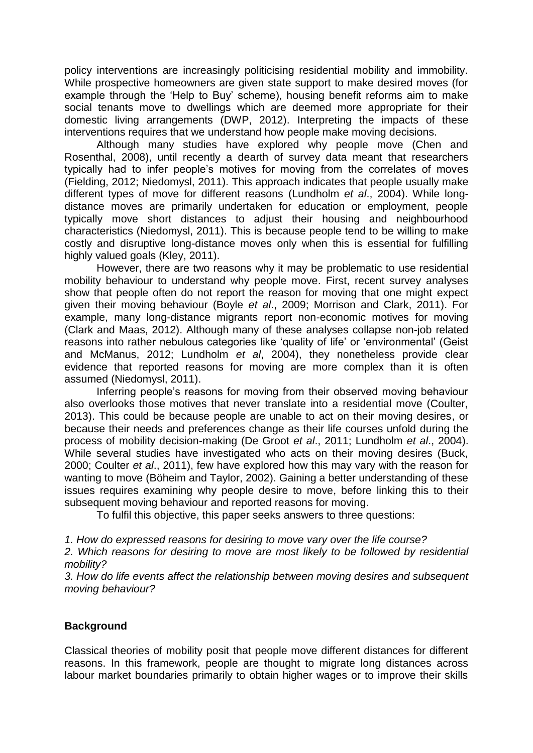policy interventions are increasingly politicising residential mobility and immobility. While prospective homeowners are given state support to make desired moves (for example through the 'Help to Buy' scheme), housing benefit reforms aim to make social tenants move to dwellings which are deemed more appropriate for their domestic living arrangements (DWP, 2012). Interpreting the impacts of these interventions requires that we understand how people make moving decisions.

Although many studies have explored why people move (Chen and Rosenthal, 2008), until recently a dearth of survey data meant that researchers typically had to infer people's motives for moving from the correlates of moves (Fielding, 2012; Niedomysl, 2011). This approach indicates that people usually make different types of move for different reasons (Lundholm *et al*., 2004). While long-distance moves are primarily undertaken for education or employment, people typically move short distances to adjust their housing and neighbourhood characteristics (Niedomysl, 2011). This is because people tend to be willing to make costly and disruptive long-distance moves only when this is essential for fulfilling highly valued goals (Kley, 2011).

However, there are two reasons why it may be problematic to use residential mobility behaviour to understand why people move. First, recent survey analyses show that people often do not report the reason for moving that one might expect given their moving behaviour (Boyle *et al*., 2009; Morrison and Clark, 2011). For example, many long-distance migrants report non-economic motives for moving (Clark and Maas, 2012). Although many of these analyses collapse non-job related reasons into rather nebulous categories like 'quality of life' or 'environmental' (Geist and McManus, 2012; Lundholm *et al*, 2004), they nonetheless provide clear evidence that reported reasons for moving are more complex than it is often assumed (Niedomysl, 2011).

Inferring people's reasons for moving from their observed moving behaviour also overlooks those motives that never translate into a residential move (Coulter, 2013). This could be because people are unable to act on their moving desires, or because their needs and preferences change as their life courses unfold during the process of mobility decision-making (De Groot *et al*., 2011; Lundholm *et al*., 2004). While several studies have investigated who acts on their moving desires (Buck, 2000; Coulter *et al*., 2011), few have explored how this may vary with the reason for wanting to move (Böheim and Taylor, 2002). Gaining a better understanding of these issues requires examining why people desire to move, before linking this to their subsequent moving behaviour and reported reasons for moving.

To fulfil this objective, this paper seeks answers to three questions:

*1. How do expressed reasons for desiring to move vary over the life course?*

*2. Which reasons for desiring to move are most likely to be followed by residential mobility?*

*3. How do life events affect the relationship between moving desires and subsequent moving behaviour?*

## Background

Classical theories of mobility posit that people move different distances for different reasons. In this framework, people are thought to migrate long distances across labour market boundaries primarily to obtain higher wages or to improve their skills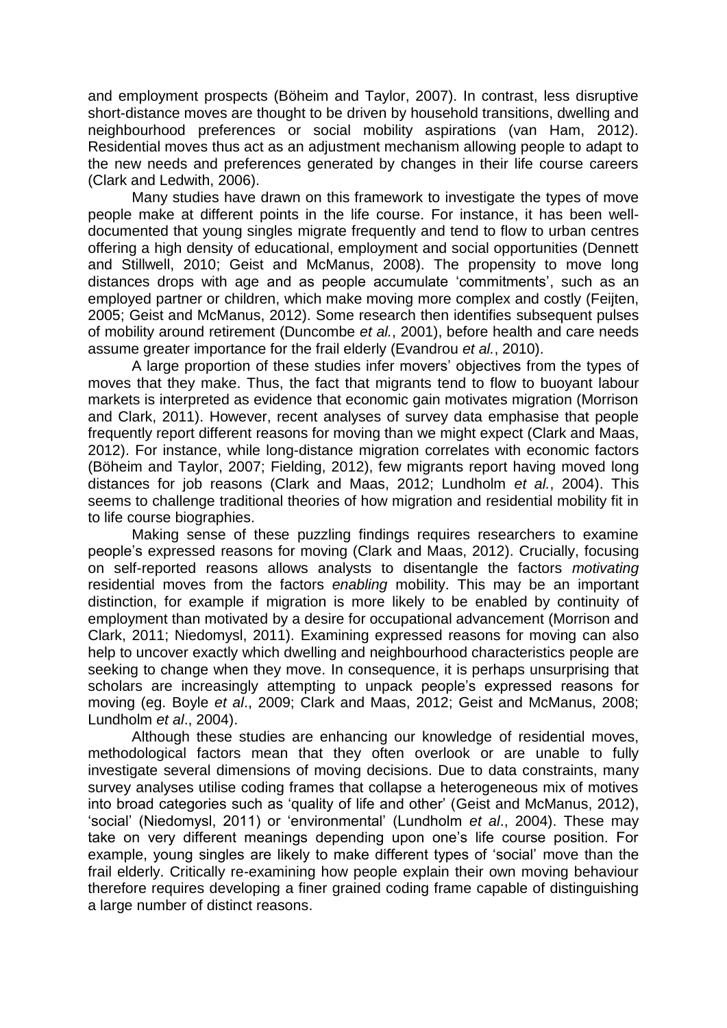and employment prospects (Böheim and Taylor, 2007). In contrast, less disruptive short-distance moves are thought to be driven by household transitions, dwelling and neighbourhood preferences or social mobility aspirations (van Ham, 2012). Residential moves thus act as an adjustment mechanism allowing people to adapt to the new needs and preferences generated by changes in their life course careers (Clark and Ledwith, 2006).

Many studies have drawn on this framework to investigate the types of move people make at different points in the life course. For instance, it has been well-documented that young singles migrate frequently and tend to flow to urban centres offering a high density of educational, employment and social opportunities (Dennett and Stillwell, 2010; Geist and McManus, 2008). The propensity to move long distances drops with age and as people accumulate 'commitments', such as an employed partner or children, which make moving more complex and costly (Feijten, 2005; Geist and McManus, 2012). Some research then identifies subsequent pulses of mobility around retirement (Duncombe *et al.*, 2001), before health and care needs assume greater importance for the frail elderly (Evandrou *et al.*, 2010).

A large proportion of these studies infer movers' objectives from the types of moves that they make. Thus, the fact that migrants tend to flow to buoyant labour markets is interpreted as evidence that economic gain motivates migration (Morrison and Clark, 2011). However, recent analyses of survey data emphasise that people frequently report different reasons for moving than we might expect (Clark and Maas, 2012). For instance, while long-distance migration correlates with economic factors (Böheim and Taylor, 2007; Fielding, 2012), few migrants report having moved long distances for job reasons (Clark and Maas, 2012; Lundholm *et al.*, 2004). This seems to challenge traditional theories of how migration and residential mobility fit in to life course biographies.

Making sense of these puzzling findings requires researchers to examine people's expressed reasons for moving (Clark and Maas, 2012). Crucially, focusing on self-reported reasons allows analysts to disentangle the factors *motivating* residential moves from the factors *enabling* mobility. This may be an important distinction, for example if migration is more likely to be enabled by continuity of employment than motivated by a desire for occupational advancement (Morrison and Clark, 2011; Niedomysl, 2011). Examining expressed reasons for moving can also help to uncover exactly which dwelling and neighbourhood characteristics people are seeking to change when they move. In consequence, it is perhaps unsurprising that scholars are increasingly attempting to unpack people's expressed reasons for moving (eg. Boyle *et al*., 2009; Clark and Maas, 2012; Geist and McManus, 2008; Lundholm *et al*., 2004).

Although these studies are enhancing our knowledge of residential moves, methodological factors mean that they often overlook or are unable to fully investigate several dimensions of moving decisions. Due to data constraints, many survey analyses utilise coding frames that collapse a heterogeneous mix of motives into broad categories such as 'quality of life and other' (Geist and McManus, 2012), 'social' (Niedomysl, 2011) or 'environmental' (Lundholm *et al*., 2004). These may take on very different meanings depending upon one's life course position. For example, young singles are likely to make different types of 'social' move than the frail elderly. Critically re-examining how people explain their own moving behaviour therefore requires developing a finer grained coding frame capable of distinguishing a large number of distinct reasons.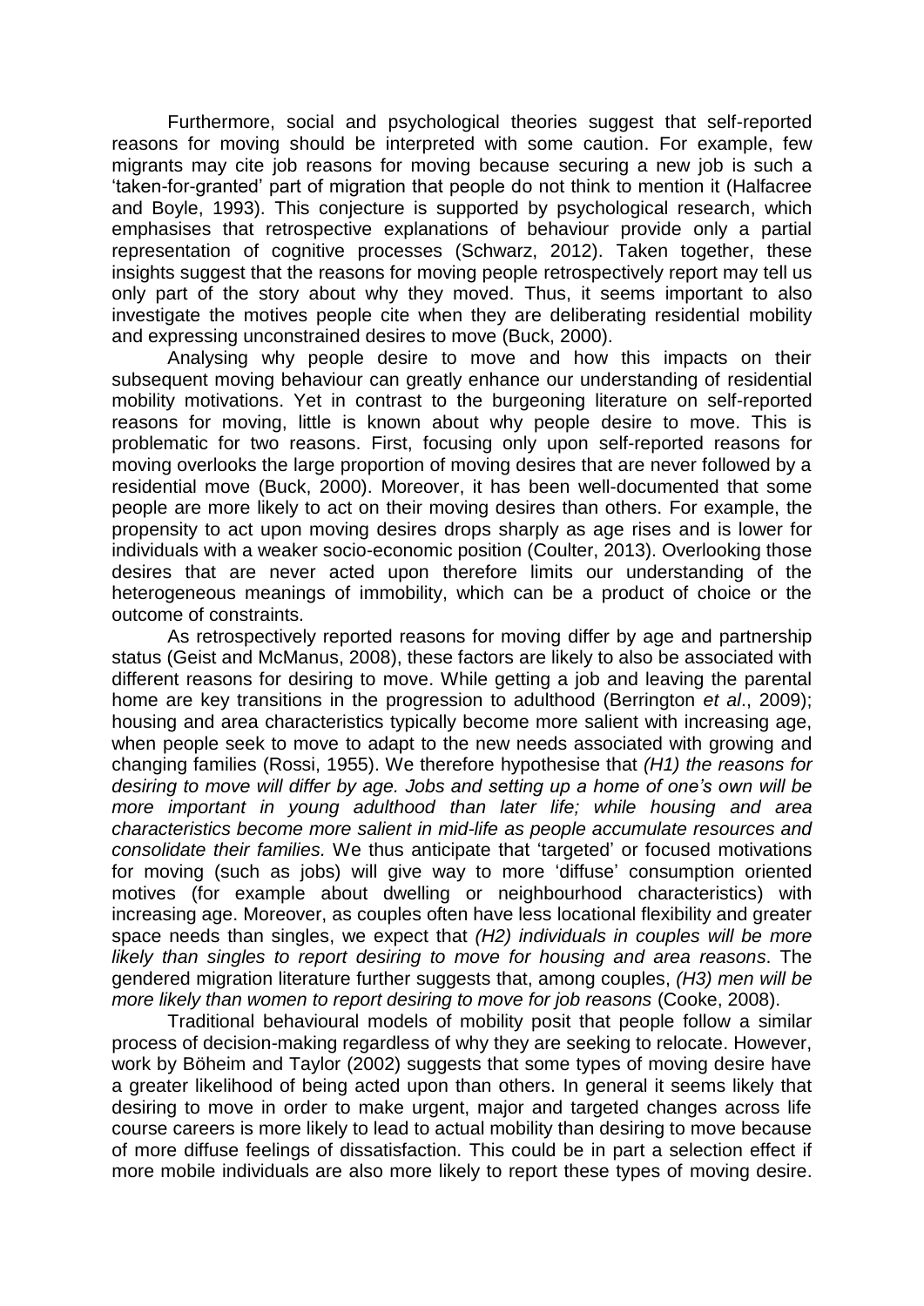Furthermore, social and psychological theories suggest that self-reported reasons for moving should be interpreted with some caution. For example, few migrants may cite job reasons for moving because securing a new job is such a 'taken-for-granted' part of migration that people do not think to mention it (Halfacree and Boyle, 1993). This conjecture is supported by psychological research, which emphasises that retrospective explanations of behaviour provide only a partial representation of cognitive processes (Schwarz, 2012). Taken together, these insights suggest that the reasons for moving people retrospectively report may tell us only part of the story about why they moved. Thus, it seems important to also investigate the motives people cite when they are deliberating residential mobility and expressing unconstrained desires to move (Buck, 2000).

Analysing why people desire to move and how this impacts on their subsequent moving behaviour can greatly enhance our understanding of residential mobility motivations. Yet in contrast to the burgeoning literature on self-reported reasons for moving, little is known about why people desire to move. This is problematic for two reasons. First, focusing only upon self-reported reasons for moving overlooks the large proportion of moving desires that are never followed by a residential move (Buck, 2000). Moreover, it has been well-documented that some people are more likely to act on their moving desires than others. For example, the propensity to act upon moving desires drops sharply as age rises and is lower for individuals with a weaker socio-economic position (Coulter, 2013). Overlooking those desires that are never acted upon therefore limits our understanding of the heterogeneous meanings of immobility, which can be a product of choice or the outcome of constraints.

As retrospectively reported reasons for moving differ by age and partnership status (Geist and McManus, 2008), these factors are likely to also be associated with different reasons for desiring to move. While getting a job and leaving the parental home are key transitions in the progression to adulthood (Berrington *et al*., 2009); housing and area characteristics typically become more salient with increasing age, when people seek to move to adapt to the new needs associated with growing and changing families (Rossi, 1955). We therefore hypothesise that *(H1) the reasons for desiring to move will differ by age. Jobs and setting up a home of one's own will be more important in young adulthood than later life; while housing and area characteristics become more salient in mid-life as people accumulate resources and consolidate their families.* We thus anticipate that 'targeted' or focused motivations for moving (such as jobs) will give way to more 'diffuse' consumption oriented motives (for example about dwelling or neighbourhood characteristics) with increasing age. Moreover, as couples often have less locational flexibility and greater space needs than singles, we expect that *(H2) individuals in couples will be more likely than singles to report desiring to move for housing and area reasons*. The gendered migration literature further suggests that, among couples, *(H3) men will be more likely than women to report desiring to move for job reasons* (Cooke, 2008).

Traditional behavioural models of mobility posit that people follow a similar process of decision-making regardless of why they are seeking to relocate. However, work by Böheim and Taylor (2002) suggests that some types of moving desire have a greater likelihood of being acted upon than others. In general it seems likely that desiring to move in order to make urgent, major and targeted changes across life course careers is more likely to lead to actual mobility than desiring to move because of more diffuse feelings of dissatisfaction. This could be in part a selection effect if more mobile individuals are also more likely to report these types of moving desire.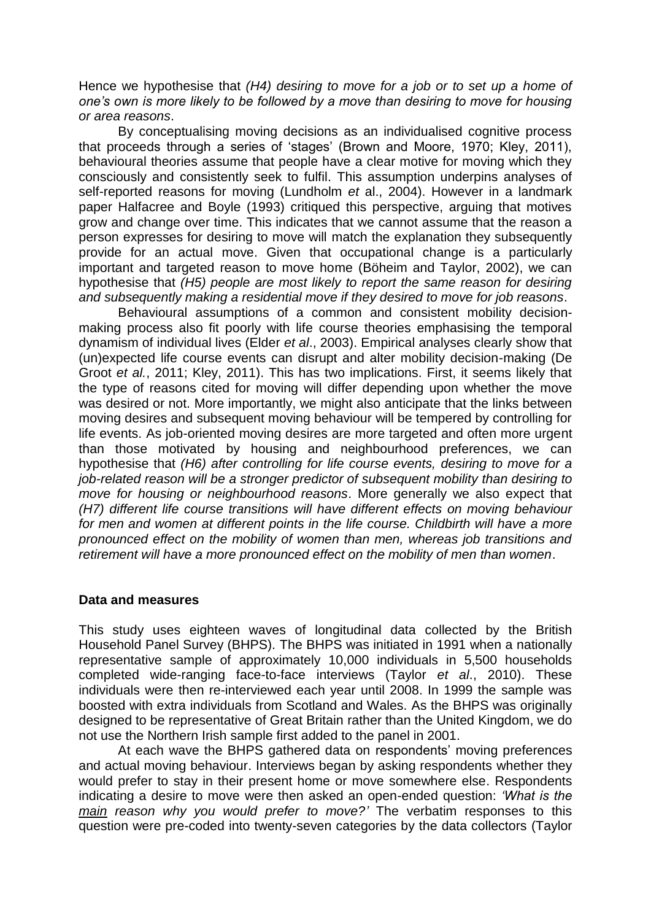Hence we hypothesise that *(H4) desiring to move for a job or to set up a home of one's own is more likely to be followed by a move than desiring to move for housing or area reasons*.

By conceptualising moving decisions as an individualised cognitive process that proceeds through a series of 'stages' (Brown and Moore, 1970; Kley, 2011), behavioural theories assume that people have a clear motive for moving which they consciously and consistently seek to fulfil. This assumption underpins analyses of self-reported reasons for moving (Lundholm *et* al., 2004). However in a landmark paper Halfacree and Boyle (1993) critiqued this perspective, arguing that motives grow and change over time. This indicates that we cannot assume that the reason a person expresses for desiring to move will match the explanation they subsequently provide for an actual move. Given that occupational change is a particularly important and targeted reason to move home (Böheim and Taylor, 2002), we can hypothesise that *(H5) people are most likely to report the same reason for desiring and subsequently making a residential move if they desired to move for job reasons*.

Behavioural assumptions of a common and consistent mobility decision-making process also fit poorly with life course theories emphasising the temporal dynamism of individual lives (Elder *et al*., 2003). Empirical analyses clearly show that (un)expected life course events can disrupt and alter mobility decision-making (De Groot *et al.*, 2011; Kley, 2011). This has two implications. First, it seems likely that the type of reasons cited for moving will differ depending upon whether the move was desired or not. More importantly, we might also anticipate that the links between moving desires and subsequent moving behaviour will be tempered by controlling for life events. As job-oriented moving desires are more targeted and often more urgent than those motivated by housing and neighbourhood preferences, we can hypothesise that *(H6) after controlling for life course events, desiring to move for a job-related reason will be a stronger predictor of subsequent mobility than desiring to move for housing or neighbourhood reasons*. More generally we also expect that *(H7) different life course transitions will have different effects on moving behaviour for men and women at different points in the life course. Childbirth will have a more pronounced effect on the mobility of women than men, whereas job transitions and retirement will have a more pronounced effect on the mobility of men than women*.

## Data and measures

This study uses eighteen waves of longitudinal data collected by the British Household Panel Survey (BHPS). The BHPS was initiated in 1991 when a nationally representative sample of approximately 10,000 individuals in 5,500 households completed wide-ranging face-to-face interviews (Taylor *et al*., 2010). These individuals were then re-interviewed each year until 2008. In 1999 the sample was boosted with extra individuals from Scotland and Wales. As the BHPS was originally designed to be representative of Great Britain rather than the United Kingdom, we do not use the Northern Irish sample first added to the panel in 2001.

At each wave the BHPS gathered data on respondents' moving preferences and actual moving behaviour. Interviews began by asking respondents whether they would prefer to stay in their present home or move somewhere else. Respondents indicating a desire to move were then asked an open-ended question: *'What is the main reason why you would prefer to move?'* The verbatim responses to this question were pre-coded into twenty-seven categories by the data collectors (Taylor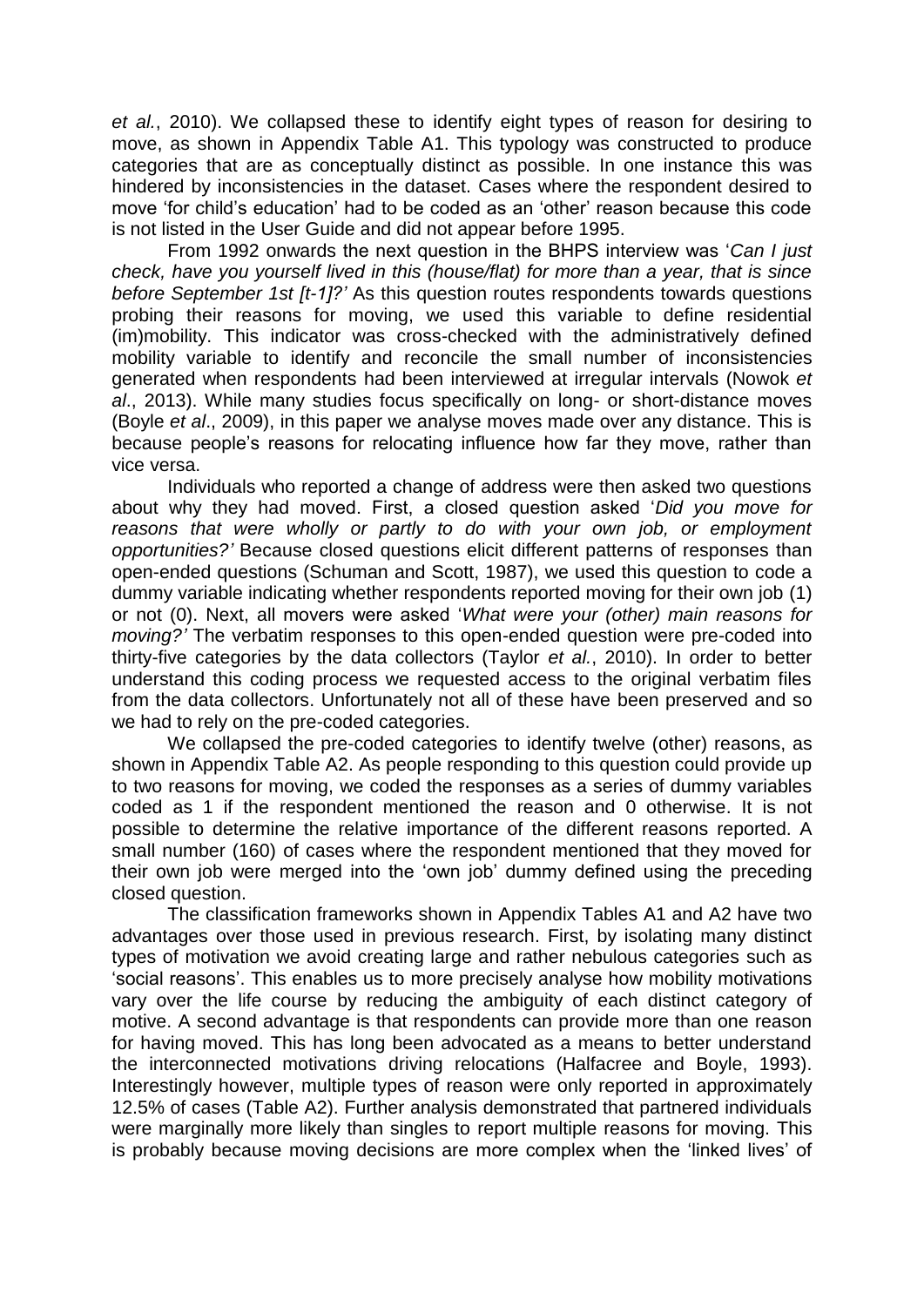*et al.*, 2010). We collapsed these to identify eight types of reason for desiring to move, as shown in Appendix Table A1. This typology was constructed to produce categories that are as conceptually distinct as possible. In one instance this was hindered by inconsistencies in the dataset. Cases where the respondent desired to move 'for child's education' had to be coded as an 'other' reason because this code is not listed in the User Guide and did not appear before 1995.

From 1992 onwards the next question in the BHPS interview was '*Can I just check, have you yourself lived in this (house/flat) for more than a year, that is since before September 1st [t-1]?'* As this question routes respondents towards questions probing their reasons for moving, we used this variable to define residential (im)mobility. This indicator was cross-checked with the administratively defined mobility variable to identify and reconcile the small number of inconsistencies generated when respondents had been interviewed at irregular intervals (Nowok *et al*., 2013). While many studies focus specifically on long- or short-distance moves (Boyle *et al*., 2009), in this paper we analyse moves made over any distance. This is because people's reasons for relocating influence how far they move, rather than vice versa.

Individuals who reported a change of address were then asked two questions about why they had moved. First, a closed question asked '*Did you move for reasons that were wholly or partly to do with your own job, or employment opportunities?'* Because closed questions elicit different patterns of responses than open-ended questions (Schuman and Scott, 1987), we used this question to code a dummy variable indicating whether respondents reported moving for their own job (1) or not (0). Next, all movers were asked '*What were your (other) main reasons for moving?'* The verbatim responses to this open-ended question were pre-coded into thirty-five categories by the data collectors (Taylor *et al.*, 2010). In order to better understand this coding process we requested access to the original verbatim files from the data collectors. Unfortunately not all of these have been preserved and so we had to rely on the pre-coded categories.

We collapsed the pre-coded categories to identify twelve (other) reasons, as shown in Appendix Table A2. As people responding to this question could provide up to two reasons for moving, we coded the responses as a series of dummy variables coded as 1 if the respondent mentioned the reason and 0 otherwise. It is not possible to determine the relative importance of the different reasons reported. A small number (160) of cases where the respondent mentioned that they moved for their own job were merged into the 'own job' dummy defined using the preceding closed question.

The classification frameworks shown in Appendix Tables A1 and A2 have two advantages over those used in previous research. First, by isolating many distinct types of motivation we avoid creating large and rather nebulous categories such as 'social reasons'. This enables us to more precisely analyse how mobility motivations vary over the life course by reducing the ambiguity of each distinct category of motive. A second advantage is that respondents can provide more than one reason for having moved. This has long been advocated as a means to better understand the interconnected motivations driving relocations (Halfacree and Boyle, 1993). Interestingly however, multiple types of reason were only reported in approximately 12.5% of cases (Table A2). Further analysis demonstrated that partnered individuals were marginally more likely than singles to report multiple reasons for moving. This is probably because moving decisions are more complex when the 'linked lives' of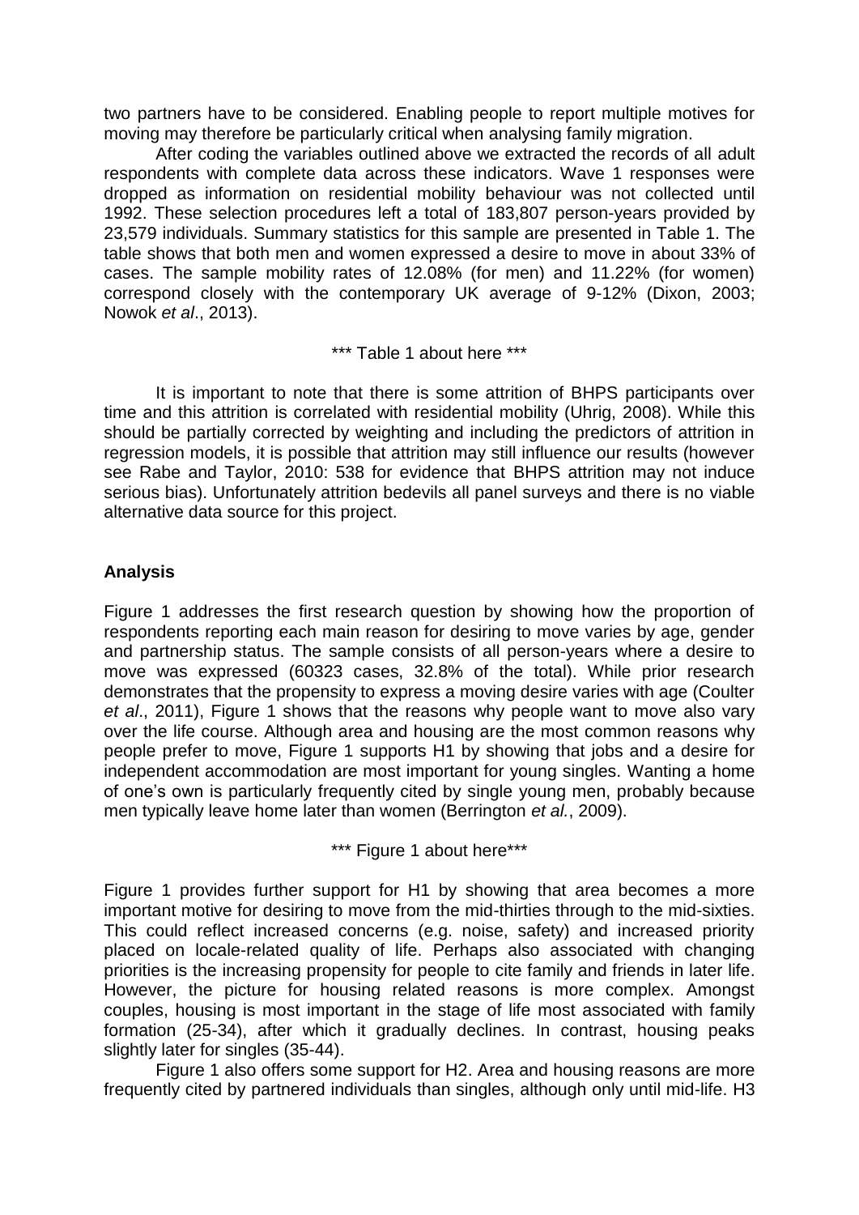two partners have to be considered. Enabling people to report multiple motives for moving may therefore be particularly critical when analysing family migration.

After coding the variables outlined above we extracted the records of all adult respondents with complete data across these indicators. Wave 1 responses were dropped as information on residential mobility behaviour was not collected until 1992. These selection procedures left a total of 183,807 person-years provided by 23,579 individuals. Summary statistics for this sample are presented in Table 1. The table shows that both men and women expressed a desire to move in about 33% of cases. The sample mobility rates of 12.08% (for men) and 11.22% (for women) correspond closely with the contemporary UK average of 9-12% (Dixon, 2003; Nowok *et al*., 2013).

*** Table 1 about here ***

It is important to note that there is some attrition of BHPS participants over time and this attrition is correlated with residential mobility (Uhrig, 2008). While this should be partially corrected by weighting and including the predictors of attrition in regression models, it is possible that attrition may still influence our results (however see Rabe and Taylor, 2010: 538 for evidence that BHPS attrition may not induce serious bias). Unfortunately attrition bedevils all panel surveys and there is no viable alternative data source for this project.

**Analysis**

Figure 1 addresses the first research question by showing how the proportion of respondents reporting each main reason for desiring to move varies by age, gender and partnership status. The sample consists of all person-years where a desire to move was expressed (60323 cases, 32.8% of the total). While prior research demonstrates that the propensity to express a moving desire varies with age (Coulter *et al*., 2011), Figure 1 shows that the reasons why people want to move also vary over the life course. Although area and housing are the most common reasons why people prefer to move, Figure 1 supports H1 by showing that jobs and a desire for independent accommodation are most important for young singles. Wanting a home of one's own is particularly frequently cited by single young men, probably because men typically leave home later than women (Berrington *et al.*, 2009).

*** Figure 1 about here***

Figure 1 provides further support for H1 by showing that area becomes a more important motive for desiring to move from the mid-thirties through to the mid-sixties. This could reflect increased concerns (e.g. noise, safety) and increased priority placed on locale-related quality of life. Perhaps also associated with changing priorities is the increasing propensity for people to cite family and friends in later life. However, the picture for housing related reasons is more complex. Amongst couples, housing is most important in the stage of life most associated with family formation (25-34), after which it gradually declines. In contrast, housing peaks slightly later for singles (35-44).

Figure 1 also offers some support for H2. Area and housing reasons are more frequently cited by partnered individuals than singles, although only until mid-life. H3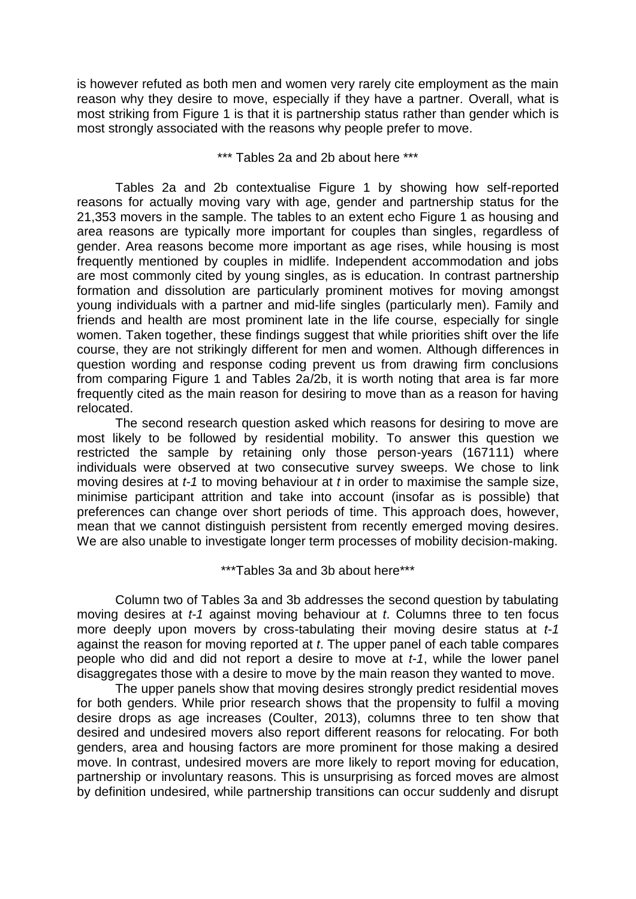is however refuted as both men and women very rarely cite employment as the main reason why they desire to move, especially if they have a partner. Overall, what is most striking from Figure 1 is that it is partnership status rather than gender which is most strongly associated with the reasons why people prefer to move.

*** Tables 2a and 2b about here ***

Tables 2a and 2b contextualise Figure 1 by showing how self-reported reasons for actually moving vary with age, gender and partnership status for the 21,353 movers in the sample. The tables to an extent echo Figure 1 as housing and area reasons are typically more important for couples than singles, regardless of gender. Area reasons become more important as age rises, while housing is most frequently mentioned by couples in midlife. Independent accommodation and jobs are most commonly cited by young singles, as is education. In contrast partnership formation and dissolution are particularly prominent motives for moving amongst young individuals with a partner and mid-life singles (particularly men). Family and friends and health are most prominent late in the life course, especially for single women. Taken together, these findings suggest that while priorities shift over the life course, they are not strikingly different for men and women. Although differences in question wording and response coding prevent us from drawing firm conclusions from comparing Figure 1 and Tables 2a/2b, it is worth noting that area is far more frequently cited as the main reason for desiring to move than as a reason for having relocated.

The second research question asked which reasons for desiring to move are most likely to be followed by residential mobility. To answer this question we restricted the sample by retaining only those person-years (167111) where individuals were observed at two consecutive survey sweeps. We chose to link moving desires at *t-1* to moving behaviour at *t* in order to maximise the sample size, minimise participant attrition and take into account (insofar as is possible) that preferences can change over short periods of time. This approach does, however, mean that we cannot distinguish persistent from recently emerged moving desires. We are also unable to investigate longer term processes of mobility decision-making.

***Tables 3a and 3b about here***

Column two of Tables 3a and 3b addresses the second question by tabulating moving desires at *t-1* against moving behaviour at *t*. Columns three to ten focus more deeply upon movers by cross-tabulating their moving desire status at *t-1* against the reason for moving reported at *t*. The upper panel of each table compares people who did and did not report a desire to move at *t-1*, while the lower panel disaggregates those with a desire to move by the main reason they wanted to move.

The upper panels show that moving desires strongly predict residential moves for both genders. While prior research shows that the propensity to fulfil a moving desire drops as age increases (Coulter, 2013), columns three to ten show that desired and undesired movers also report different reasons for relocating. For both genders, area and housing factors are more prominent for those making a desired move. In contrast, undesired movers are more likely to report moving for education, partnership or involuntary reasons. This is unsurprising as forced moves are almost by definition undesired, while partnership transitions can occur suddenly and disrupt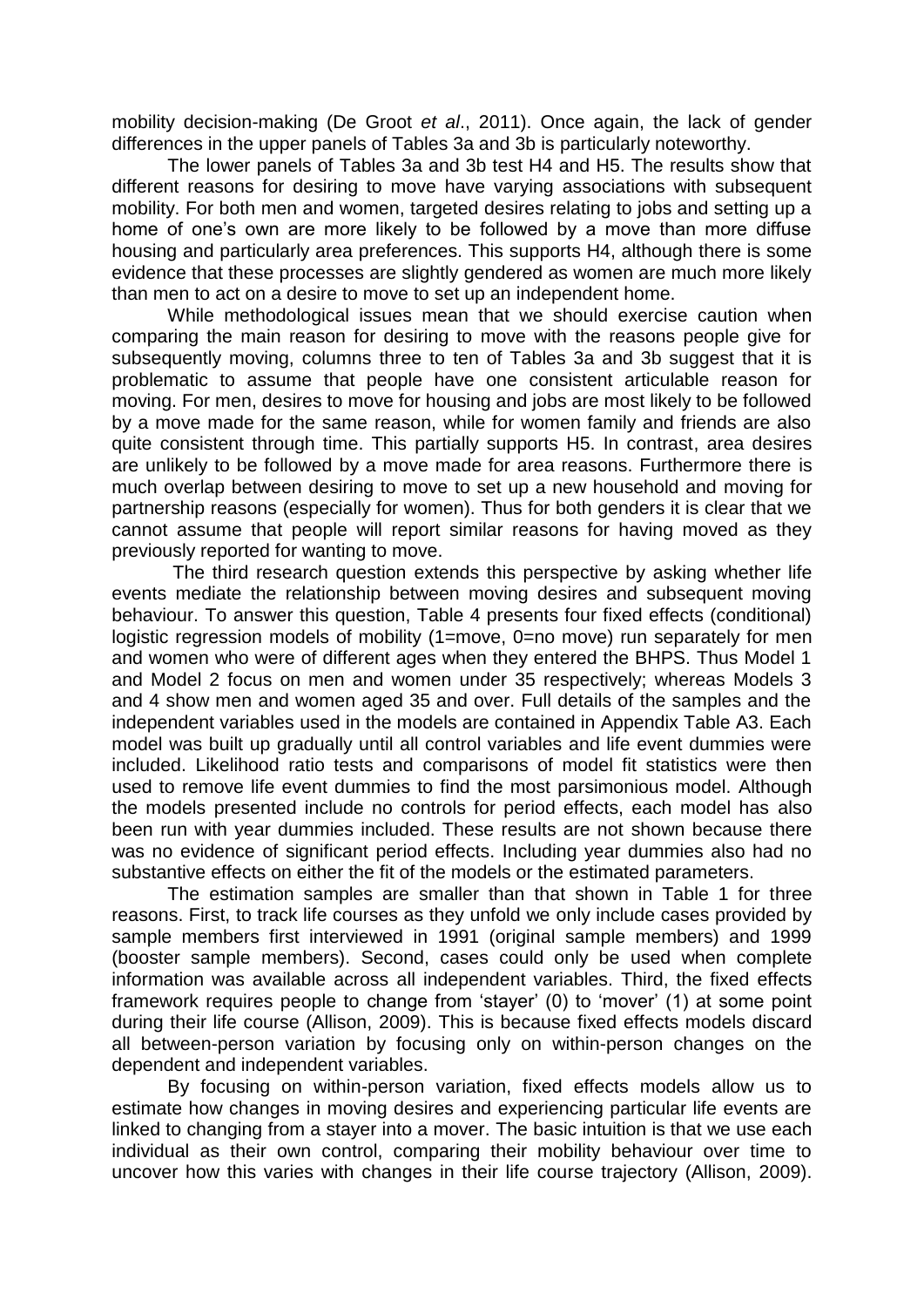mobility decision-making (De Groot *et al*., 2011). Once again, the lack of gender differences in the upper panels of Tables 3a and 3b is particularly noteworthy.

The lower panels of Tables 3a and 3b test H4 and H5. The results show that different reasons for desiring to move have varying associations with subsequent mobility. For both men and women, targeted desires relating to jobs and setting up a home of one's own are more likely to be followed by a move than more diffuse housing and particularly area preferences. This supports H4, although there is some evidence that these processes are slightly gendered as women are much more likely than men to act on a desire to move to set up an independent home.

While methodological issues mean that we should exercise caution when comparing the main reason for desiring to move with the reasons people give for subsequently moving, columns three to ten of Tables 3a and 3b suggest that it is problematic to assume that people have one consistent articulable reason for moving. For men, desires to move for housing and jobs are most likely to be followed by a move made for the same reason, while for women family and friends are also quite consistent through time. This partially supports H5. In contrast, area desires are unlikely to be followed by a move made for area reasons. Furthermore there is much overlap between desiring to move to set up a new household and moving for partnership reasons (especially for women). Thus for both genders it is clear that we cannot assume that people will report similar reasons for having moved as they previously reported for wanting to move.

The third research question extends this perspective by asking whether life events mediate the relationship between moving desires and subsequent moving behaviour. To answer this question, Table 4 presents four fixed effects (conditional) logistic regression models of mobility (1=move, 0=no move) run separately for men and women who were of different ages when they entered the BHPS. Thus Model 1 and Model 2 focus on men and women under 35 respectively; whereas Models 3 and 4 show men and women aged 35 and over. Full details of the samples and the independent variables used in the models are contained in Appendix Table A3. Each model was built up gradually until all control variables and life event dummies were included. Likelihood ratio tests and comparisons of model fit statistics were then used to remove life event dummies to find the most parsimonious model. Although the models presented include no controls for period effects, each model has also been run with year dummies included. These results are not shown because there was no evidence of significant period effects. Including year dummies also had no substantive effects on either the fit of the models or the estimated parameters.

The estimation samples are smaller than that shown in Table 1 for three reasons. First, to track life courses as they unfold we only include cases provided by sample members first interviewed in 1991 (original sample members) and 1999 (booster sample members). Second, cases could only be used when complete information was available across all independent variables. Third, the fixed effects framework requires people to change from 'stayer' (0) to 'mover' (1) at some point during their life course (Allison, 2009). This is because fixed effects models discard all between-person variation by focusing only on within-person changes on the dependent and independent variables.

By focusing on within-person variation, fixed effects models allow us to estimate how changes in moving desires and experiencing particular life events are linked to changing from a stayer into a mover. The basic intuition is that we use each individual as their own control, comparing their mobility behaviour over time to uncover how this varies with changes in their life course trajectory (Allison, 2009).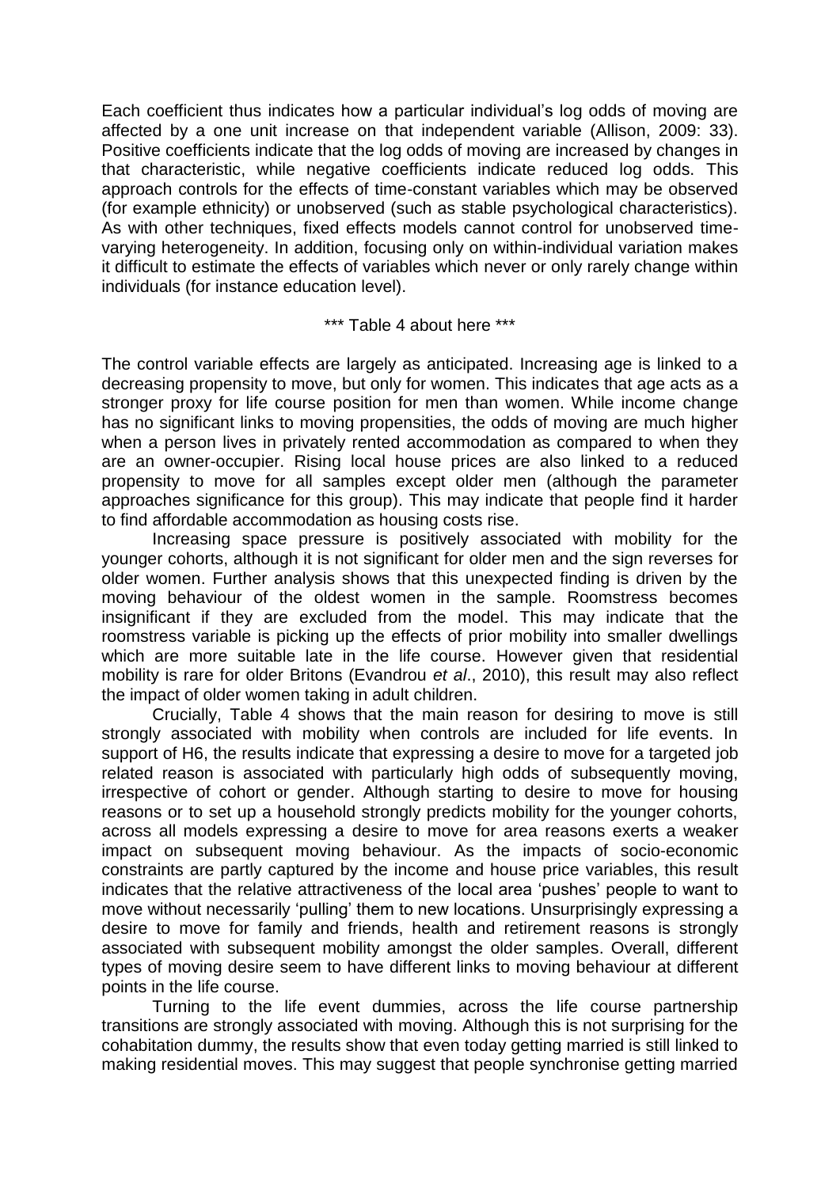Each coefficient thus indicates how a particular individual's log odds of moving are affected by a one unit increase on that independent variable (Allison, 2009: 33). Positive coefficients indicate that the log odds of moving are increased by changes in that characteristic, while negative coefficients indicate reduced log odds. This approach controls for the effects of time-constant variables which may be observed (for example ethnicity) or unobserved (such as stable psychological characteristics). As with other techniques, fixed effects models cannot control for unobserved time-varying heterogeneity. In addition, focusing only on within-individual variation makes it difficult to estimate the effects of variables which never or only rarely change within individuals (for instance education level).

*** Table 4 about here ***

The control variable effects are largely as anticipated. Increasing age is linked to a decreasing propensity to move, but only for women. This indicates that age acts as a stronger proxy for life course position for men than women. While income change has no significant links to moving propensities, the odds of moving are much higher when a person lives in privately rented accommodation as compared to when they are an owner-occupier. Rising local house prices are also linked to a reduced propensity to move for all samples except older men (although the parameter approaches significance for this group). This may indicate that people find it harder to find affordable accommodation as housing costs rise.

Increasing space pressure is positively associated with mobility for the younger cohorts, although it is not significant for older men and the sign reverses for older women. Further analysis shows that this unexpected finding is driven by the moving behaviour of the oldest women in the sample. Roomstress becomes insignificant if they are excluded from the model. This may indicate that the roomstress variable is picking up the effects of prior mobility into smaller dwellings which are more suitable late in the life course. However given that residential mobility is rare for older Britons (Evandrou *et al*., 2010), this result may also reflect the impact of older women taking in adult children.

Crucially, Table 4 shows that the main reason for desiring to move is still strongly associated with mobility when controls are included for life events. In support of H6, the results indicate that expressing a desire to move for a targeted job related reason is associated with particularly high odds of subsequently moving, irrespective of cohort or gender. Although starting to desire to move for housing reasons or to set up a household strongly predicts mobility for the younger cohorts, across all models expressing a desire to move for area reasons exerts a weaker impact on subsequent moving behaviour. As the impacts of socio-economic constraints are partly captured by the income and house price variables, this result indicates that the relative attractiveness of the local area 'pushes' people to want to move without necessarily 'pulling' them to new locations. Unsurprisingly expressing a desire to move for family and friends, health and retirement reasons is strongly associated with subsequent mobility amongst the older samples. Overall, different types of moving desire seem to have different links to moving behaviour at different points in the life course.

Turning to the life event dummies, across the life course partnership transitions are strongly associated with moving. Although this is not surprising for the cohabitation dummy, the results show that even today getting married is still linked to making residential moves. This may suggest that people synchronise getting married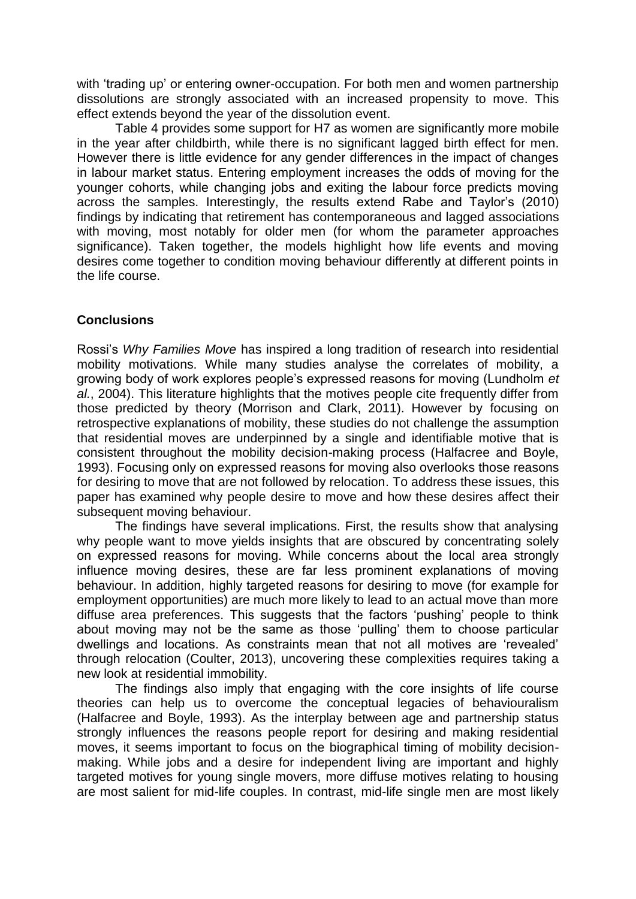with 'trading up' or entering owner-occupation. For both men and women partnership dissolutions are strongly associated with an increased propensity to move. This effect extends beyond the year of the dissolution event.

Table 4 provides some support for H7 as women are significantly more mobile in the year after childbirth, while there is no significant lagged birth effect for men. However there is little evidence for any gender differences in the impact of changes in labour market status. Entering employment increases the odds of moving for the younger cohorts, while changing jobs and exiting the labour force predicts moving across the samples. Interestingly, the results extend Rabe and Taylor's (2010) findings by indicating that retirement has contemporaneous and lagged associations with moving, most notably for older men (for whom the parameter approaches significance). Taken together, the models highlight how life events and moving desires come together to condition moving behaviour differently at different points in the life course.

## Conclusions

Rossi's *Why Families Move* has inspired a long tradition of research into residential mobility motivations. While many studies analyse the correlates of mobility, a growing body of work explores people's expressed reasons for moving (Lundholm *et al.*, 2004). This literature highlights that the motives people cite frequently differ from those predicted by theory (Morrison and Clark, 2011). However by focusing on retrospective explanations of mobility, these studies do not challenge the assumption that residential moves are underpinned by a single and identifiable motive that is consistent throughout the mobility decision-making process (Halfacree and Boyle, 1993). Focusing only on expressed reasons for moving also overlooks those reasons for desiring to move that are not followed by relocation. To address these issues, this paper has examined why people desire to move and how these desires affect their subsequent moving behaviour.

The findings have several implications. First, the results show that analysing why people want to move yields insights that are obscured by concentrating solely on expressed reasons for moving. While concerns about the local area strongly influence moving desires, these are far less prominent explanations of moving behaviour. In addition, highly targeted reasons for desiring to move (for example for employment opportunities) are much more likely to lead to an actual move than more diffuse area preferences. This suggests that the factors 'pushing' people to think about moving may not be the same as those 'pulling' them to choose particular dwellings and locations. As constraints mean that not all motives are 'revealed' through relocation (Coulter, 2013), uncovering these complexities requires taking a new look at residential immobility.

The findings also imply that engaging with the core insights of life course theories can help us to overcome the conceptual legacies of behaviouralism (Halfacree and Boyle, 1993). As the interplay between age and partnership status strongly influences the reasons people report for desiring and making residential moves, it seems important to focus on the biographical timing of mobility decision-making. While jobs and a desire for independent living are important and highly targeted motives for young single movers, more diffuse motives relating to housing are most salient for mid-life couples. In contrast, mid-life single men are most likely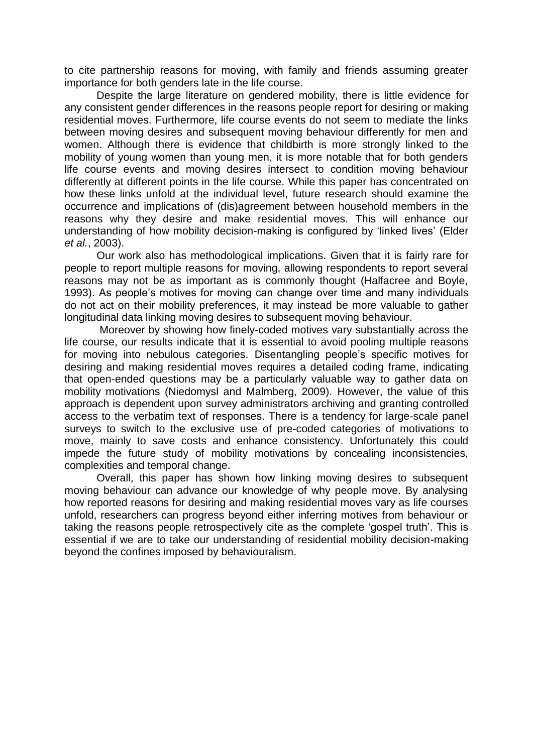to cite partnership reasons for moving, with family and friends assuming greater importance for both genders late in the life course.

Despite the large literature on gendered mobility, there is little evidence for any consistent gender differences in the reasons people report for desiring or making residential moves. Furthermore, life course events do not seem to mediate the links between moving desires and subsequent moving behaviour differently for men and women. Although there is evidence that childbirth is more strongly linked to the mobility of young women than young men, it is more notable that for both genders life course events and moving desires intersect to condition moving behaviour differently at different points in the life course. While this paper has concentrated on how these links unfold at the individual level, future research should examine the occurrence and implications of (dis)agreement between household members in the reasons why they desire and make residential moves. This will enhance our understanding of how mobility decision-making is configured by 'linked lives' (Elder *et al.*, 2003).

Our work also has methodological implications. Given that it is fairly rare for people to report multiple reasons for moving, allowing respondents to report several reasons may not be as important as is commonly thought (Halfacree and Boyle, 1993). As people's motives for moving can change over time and many individuals do not act on their mobility preferences, it may instead be more valuable to gather longitudinal data linking moving desires to subsequent moving behaviour.

Moreover by showing how finely-coded motives vary substantially across the life course, our results indicate that it is essential to avoid pooling multiple reasons for moving into nebulous categories. Disentangling people's specific motives for desiring and making residential moves requires a detailed coding frame, indicating that open-ended questions may be a particularly valuable way to gather data on mobility motivations (Niedomysl and Malmberg, 2009). However, the value of this approach is dependent upon survey administrators archiving and granting controlled access to the verbatim text of responses. There is a tendency for large-scale panel surveys to switch to the exclusive use of pre-coded categories of motivations to move, mainly to save costs and enhance consistency. Unfortunately this could impede the future study of mobility motivations by concealing inconsistencies, complexities and temporal change.

Overall, this paper has shown how linking moving desires to subsequent moving behaviour can advance our knowledge of why people move. By analysing how reported reasons for desiring and making residential moves vary as life courses unfold, researchers can progress beyond either inferring motives from behaviour or taking the reasons people retrospectively cite as the complete 'gospel truth'. This is essential if we are to take our understanding of residential mobility decision-making beyond the confines imposed by behaviouralism.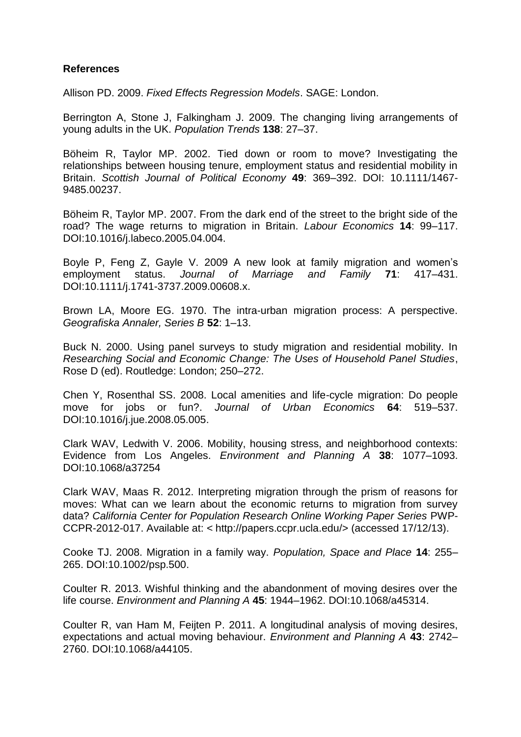**References**

Allison PD. 2009. *Fixed Effects Regression Models*. SAGE: London.

Berrington A, Stone J, Falkingham J. 2009. The changing living arrangements of young adults in the UK. *Population Trends* **138**: 27–37.

Böheim R, Taylor MP. 2002. Tied down or room to move? Investigating the relationships between housing tenure, employment status and residential mobility in Britain. *Scottish Journal of Political Economy* **49**: 369–392. DOI: 10.1111/1467-9485.00237.

Böheim R, Taylor MP. 2007. From the dark end of the street to the bright side of the road? The wage returns to migration in Britain. *Labour Economics* **14**: 99–117. DOI:10.1016/j.labeco.2005.04.004.

Boyle P, Feng Z, Gayle V. 2009 A new look at family migration and women's employment status. *Journal of Marriage and Family* **71**: 417–431. DOI:10.1111/j.1741-3737.2009.00608.x.

Brown LA, Moore EG. 1970. The intra-urban migration process: A perspective. *Geografiska Annaler, Series B* **52**: 1–13.

Buck N. 2000. Using panel surveys to study migration and residential mobility. In *Researching Social and Economic Change: The Uses of Household Panel Studies*, Rose D (ed). Routledge: London; 250–272.

Chen Y, Rosenthal SS. 2008. Local amenities and life-cycle migration: Do people move for jobs or fun?. *Journal of Urban Economics* **64**: 519–537. DOI:10.1016/j.jue.2008.05.005.

Clark WAV, Ledwith V. 2006. Mobility, housing stress, and neighborhood contexts: Evidence from Los Angeles. *Environment and Planning A* **38**: 1077–1093. DOI:10.1068/a37254

Clark WAV, Maas R. 2012. Interpreting migration through the prism of reasons for moves: What can we learn about the economic returns to migration from survey data? *California Center for Population Research Online Working Paper Series* PWP-CCPR-2012-017. Available at: < http://papers.ccpr.ucla.edu/> (accessed 17/12/13).

Cooke TJ. 2008. Migration in a family way. *Population, Space and Place* **14**: 255–265. DOI:10.1002/psp.500.

Coulter R. 2013. Wishful thinking and the abandonment of moving desires over the life course. *Environment and Planning A* **45**: 1944–1962. DOI:10.1068/a45314.

Coulter R, van Ham M, Feijten P. 2011. A longitudinal analysis of moving desires, expectations and actual moving behaviour. *Environment and Planning A* **43**: 2742–2760. DOI:10.1068/a44105.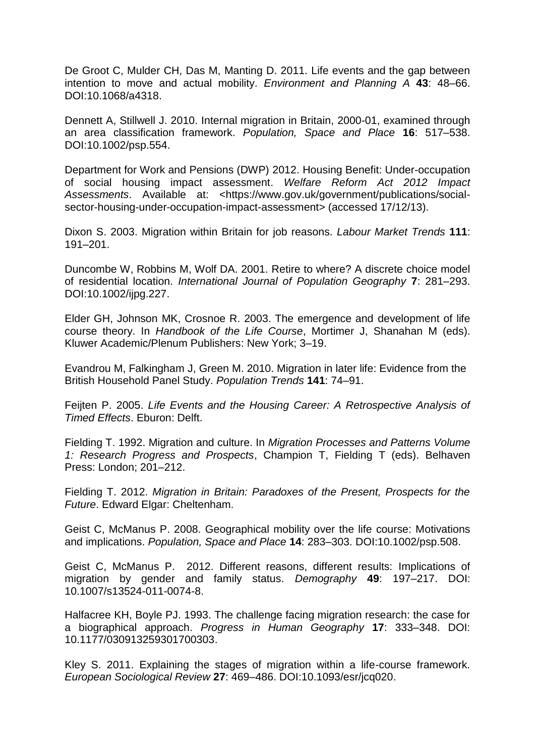De Groot C, Mulder CH, Das M, Manting D. 2011. Life events and the gap between intention to move and actual mobility. *Environment and Planning A* **43**: 48–66. DOI:10.1068/a4318.

Dennett A, Stillwell J. 2010. Internal migration in Britain, 2000-01, examined through an area classification framework. *Population, Space and Place* **16**: 517–538. DOI:10.1002/psp.554.

Department for Work and Pensions (DWP) 2012. Housing Benefit: Under-occupation of social housing impact assessment. *Welfare Reform Act 2012 Impact Assessments*. Available at: <https://www.gov.uk/government/publications/social-sector-housing-under-occupation-impact-assessment> (accessed 17/12/13).

Dixon S. 2003. Migration within Britain for job reasons. *Labour Market Trends* **111**: 191–201.

Duncombe W, Robbins M, Wolf DA. 2001. Retire to where? A discrete choice model of residential location. *International Journal of Population Geography* **7**: 281–293. DOI:10.1002/ijpg.227.

Elder GH, Johnson MK, Crosnoe R. 2003. The emergence and development of life course theory. In *Handbook of the Life Course*, Mortimer J, Shanahan M (eds). Kluwer Academic/Plenum Publishers: New York; 3–19.

Evandrou M, Falkingham J, Green M. 2010. Migration in later life: Evidence from the British Household Panel Study. *Population Trends* **141**: 74–91.

Feijten P. 2005. *Life Events and the Housing Career: A Retrospective Analysis of Timed Effects*. Eburon: Delft.

Fielding T. 1992. Migration and culture. In *Migration Processes and Patterns Volume 1: Research Progress and Prospects*, Champion T, Fielding T (eds). Belhaven Press: London; 201–212.

Fielding T. 2012. *Migration in Britain: Paradoxes of the Present, Prospects for the Future*. Edward Elgar: Cheltenham.

Geist C, McManus P. 2008. Geographical mobility over the life course: Motivations and implications. *Population, Space and Place* **14**: 283–303. DOI:10.1002/psp.508.

Geist C, McManus P. 2012. Different reasons, different results: Implications of migration by gender and family status. *Demography* **49**: 197–217. DOI: 10.1007/s13524-011-0074-8.

Halfacree KH, Boyle PJ. 1993. The challenge facing migration research: the case for a biographical approach. *Progress in Human Geography* **17**: 333–348. DOI: 10.1177/030913259301700303.

Kley S. 2011. Explaining the stages of migration within a life-course framework. *European Sociological Review* **27**: 469–486. DOI:10.1093/esr/jcq020.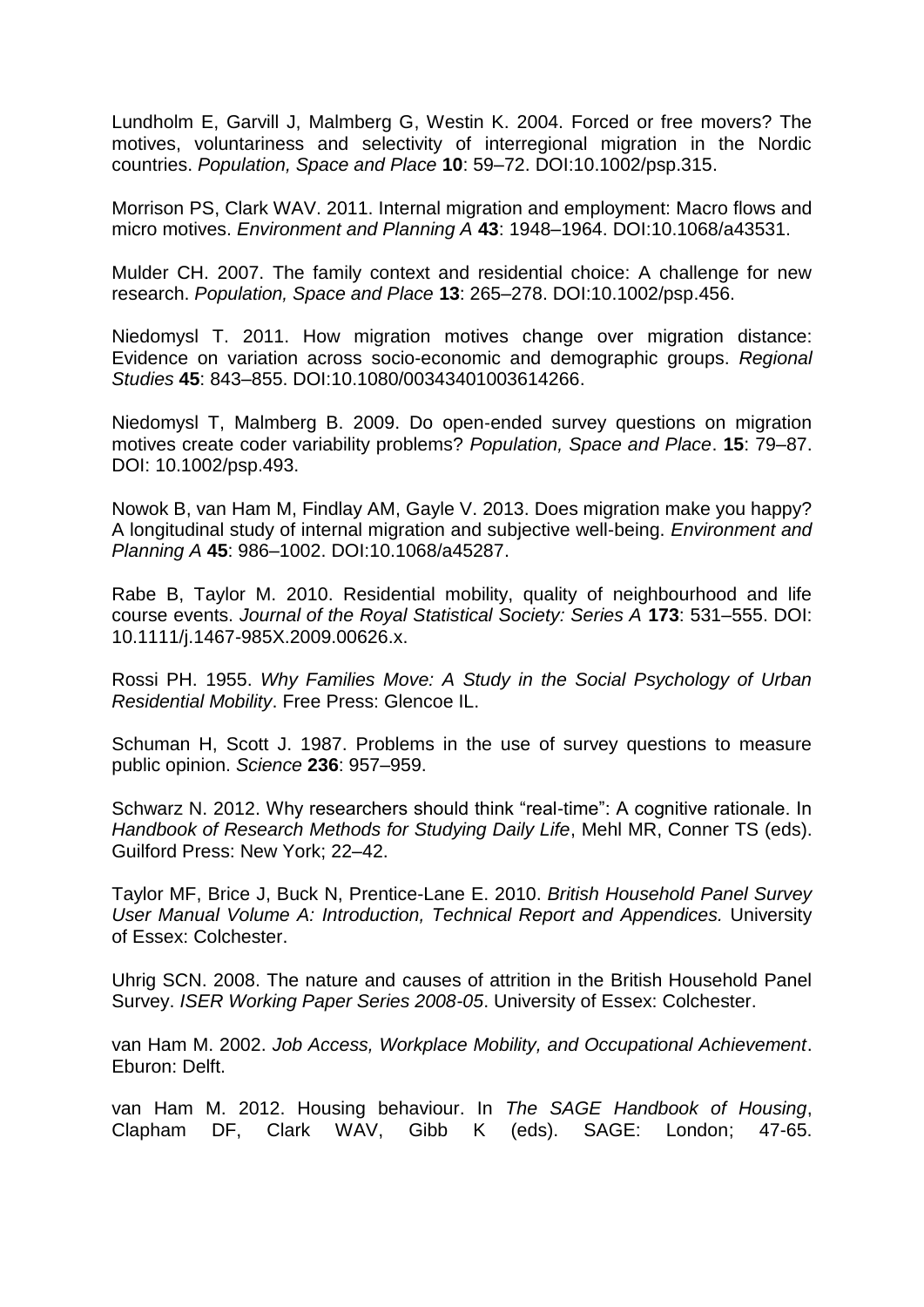Lundholm E, Garvill J, Malmberg G, Westin K. 2004. Forced or free movers? The motives, voluntariness and selectivity of interregional migration in the Nordic countries. *Population, Space and Place* **10**: 59–72. DOI:10.1002/psp.315.

Morrison PS, Clark WAV. 2011. Internal migration and employment: Macro flows and micro motives. *Environment and Planning A* **43**: 1948–1964. DOI:10.1068/a43531.

Mulder CH. 2007. The family context and residential choice: A challenge for new research. *Population, Space and Place* **13**: 265–278. DOI:10.1002/psp.456.

Niedomysl T. 2011. How migration motives change over migration distance: Evidence on variation across socio-economic and demographic groups. *Regional Studies* **45**: 843–855. DOI:10.1080/00343401003614266.

Niedomysl T, Malmberg B. 2009. Do open-ended survey questions on migration motives create coder variability problems? *Population, Space and Place*. **15**: 79–87. DOI: 10.1002/psp.493.

Nowok B, van Ham M, Findlay AM, Gayle V. 2013. Does migration make you happy? A longitudinal study of internal migration and subjective well-being. *Environment and Planning A* **45**: 986–1002. DOI:10.1068/a45287.

Rabe B, Taylor M. 2010. Residential mobility, quality of neighbourhood and life course events. *Journal of the Royal Statistical Society: Series A* **173**: 531–555. DOI: 10.1111/j.1467-985X.2009.00626.x.

Rossi PH. 1955. *Why Families Move: A Study in the Social Psychology of Urban Residential Mobility*. Free Press: Glencoe IL.

Schuman H, Scott J. 1987. Problems in the use of survey questions to measure public opinion. *Science* **236**: 957–959.

Schwarz N. 2012. Why researchers should think "real-time": A cognitive rationale. In *Handbook of Research Methods for Studying Daily Life*, Mehl MR, Conner TS (eds). Guilford Press: New York; 22–42.

Taylor MF, Brice J, Buck N, Prentice-Lane E. 2010. *British Household Panel Survey User Manual Volume A: Introduction, Technical Report and Appendices.* University of Essex: Colchester.

Uhrig SCN. 2008. The nature and causes of attrition in the British Household Panel Survey. *ISER Working Paper Series 2008-05*. University of Essex: Colchester.

van Ham M. 2002. *Job Access, Workplace Mobility, and Occupational Achievement*. Eburon: Delft.

van Ham M. 2012. Housing behaviour. In *The SAGE Handbook of Housing*, Clapham DF, Clark WAV, Gibb K (eds). SAGE: London; 47-65.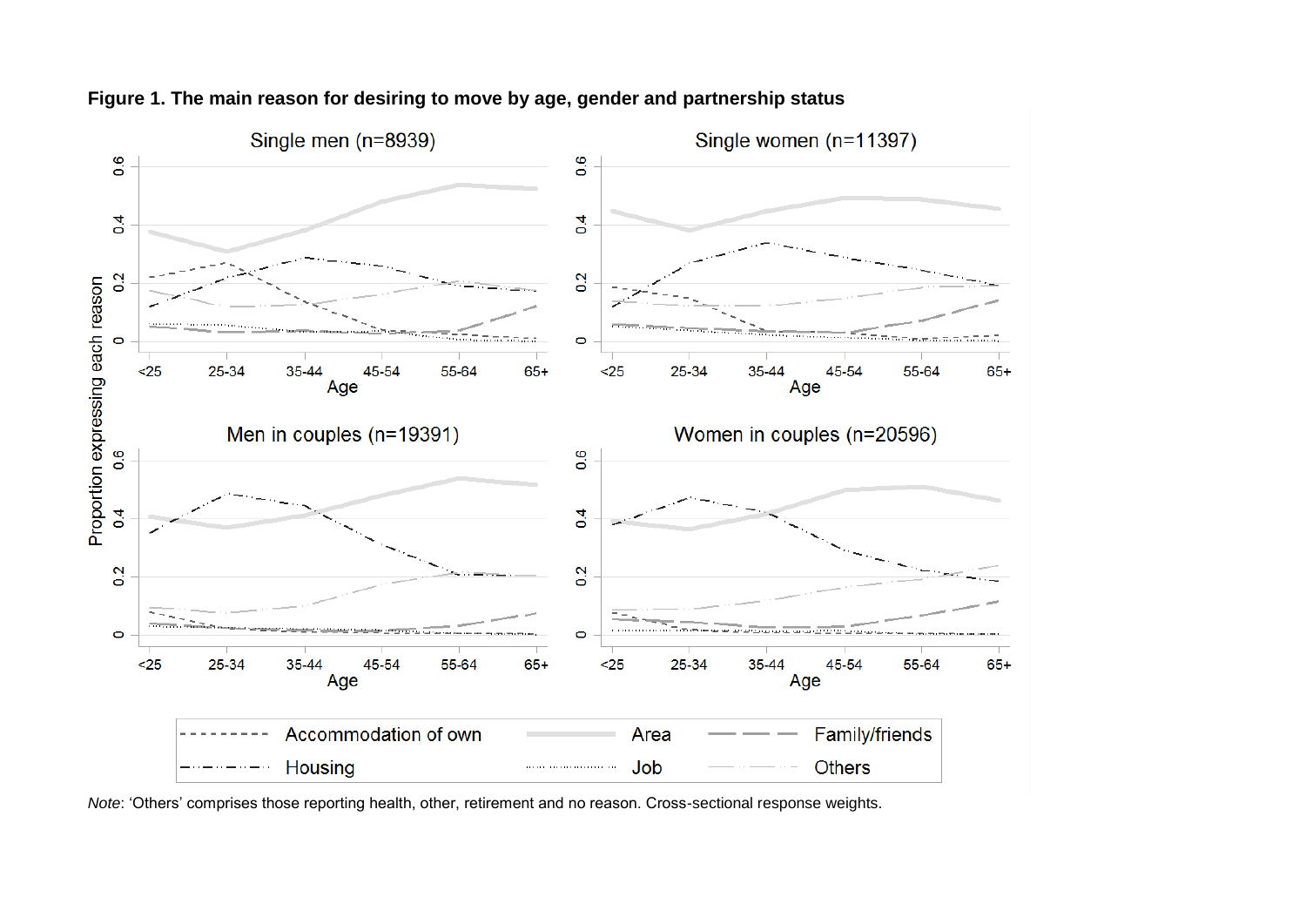**Figure 1. The main reason for desiring to move by age, gender and partnership status**

*Note*: 'Others' comprises those reporting health, other, retirement and no reason. Cross-sectional response weights.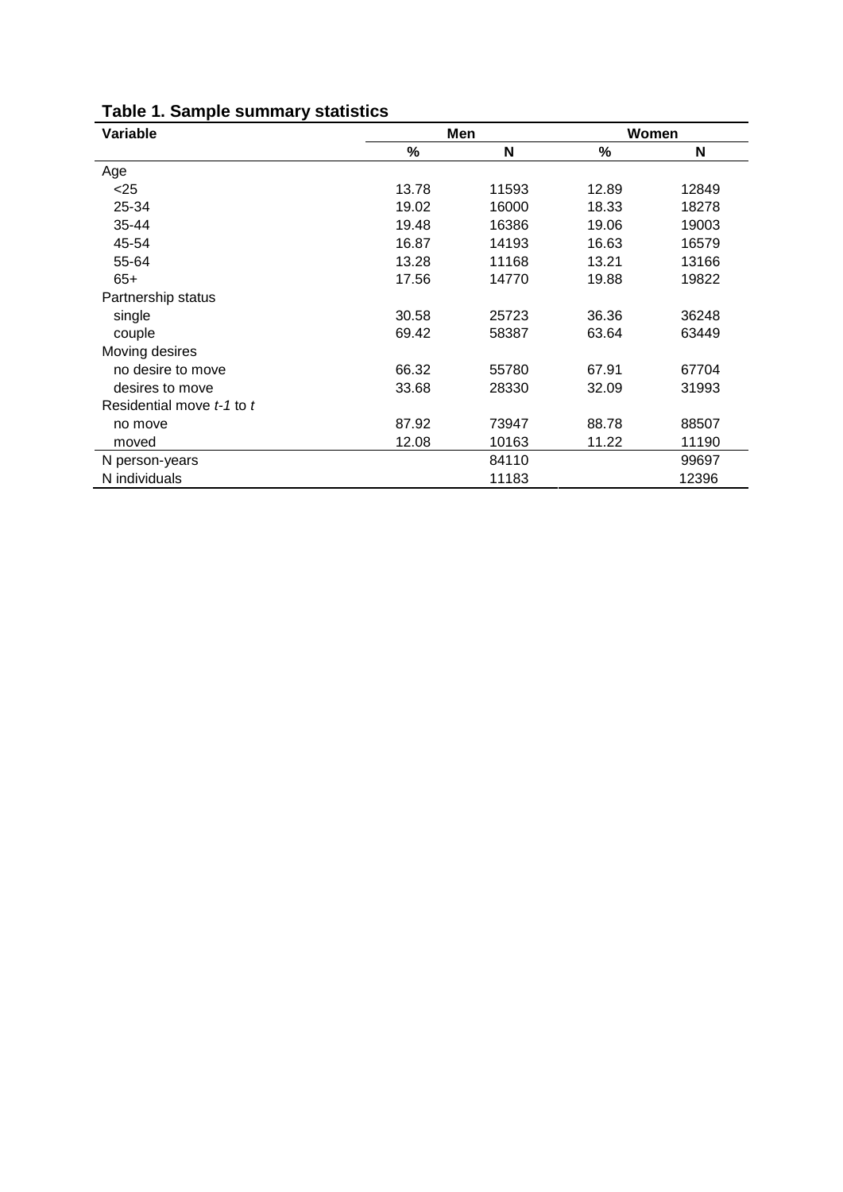## Table 1. Sample summary statistics

| Variable | Men | | Women | |
|---|---|---|---|---|
| | % | N | % | N |
| Age | | | | |
| <25 | 13.78 | 11593 | 12.89 | 12849 |
| 25-34 | 19.02 | 16000 | 18.33 | 18278 |
| 35-44 | 19.48 | 16386 | 19.06 | 19003 |
| 45-54 | 16.87 | 14193 | 16.63 | 16579 |
| 55-64 | 13.28 | 11168 | 13.21 | 13166 |
| 65+ | 17.56 | 14770 | 19.88 | 19822 |
| Partnership status | | | | |
| single | 30.58 | 25723 | 36.36 | 36248 |
| couple | 69.42 | 58387 | 63.64 | 63449 |
| Moving desires | | | | |
| no desire to move | 66.32 | 55780 | 67.91 | 67704 |
| desires to move | 33.68 | 28330 | 32.09 | 31993 |
| Residential move *t-1* to *t* | | | | |
| no move | 87.92 | 73947 | 88.78 | 88507 |
| moved | 12.08 | 10163 | 11.22 | 11190 |
| N person-years | | 84110 | | 99697 |
| N individuals | | 11183 | | 12396 |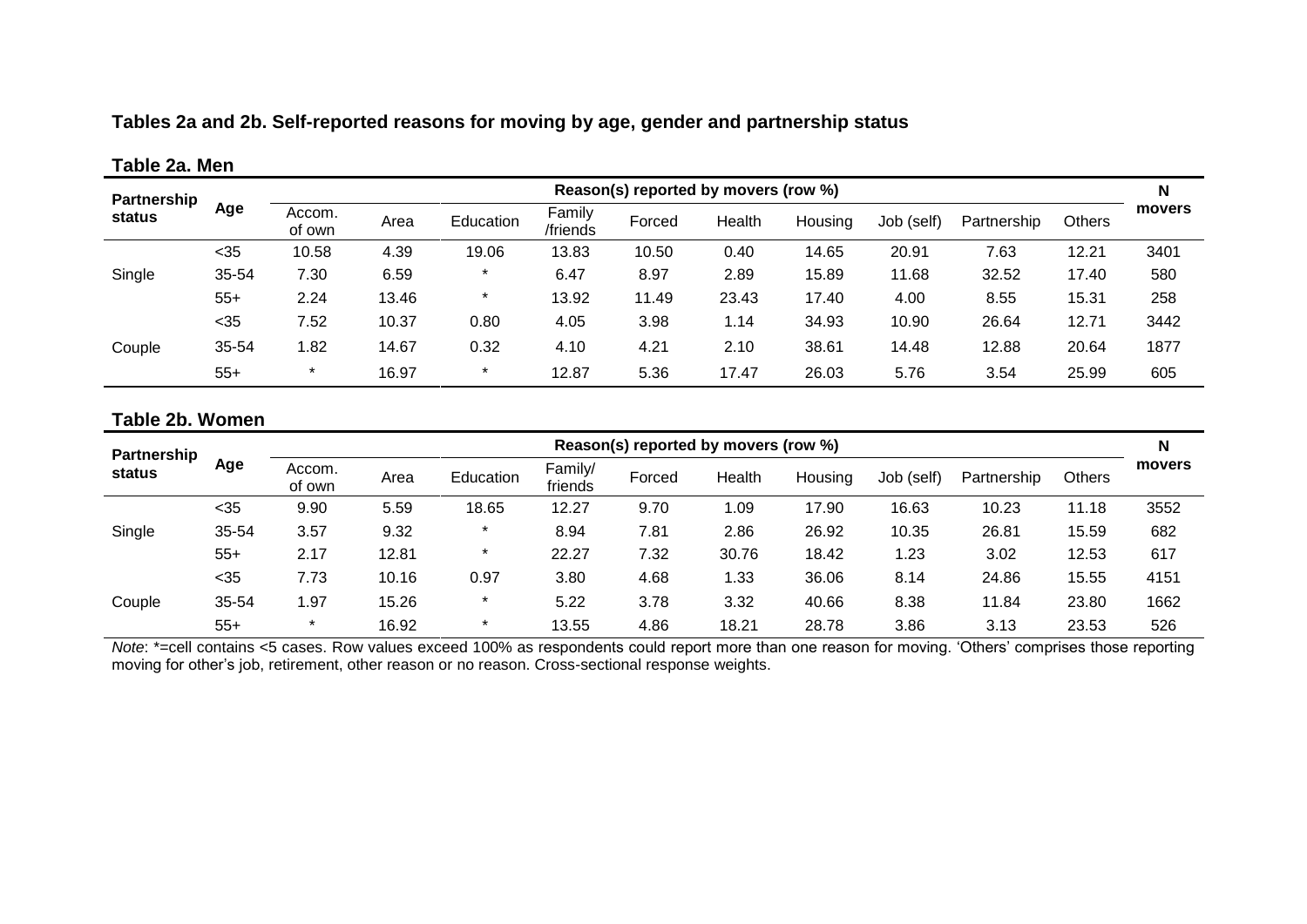**Tables 2a and 2b. Self-reported reasons for moving by age, gender and partnership status**

**Table 2a. Men**

| Partnership status | Age | Reason(s) reported by movers (row %) | | | | | | | | | | N movers |
|---|---|---|---|---|---|---|---|---|---|---|---|---|
| | | Accom. of own | Area | Education | Family /friends | Forced | Health | Housing | Job (self) | Partnership | Others | |
| Single | <35 | 10.58 | 4.39 | 19.06 | 13.83 | 10.50 | 0.40 | 14.65 | 20.91 | 7.63 | 12.21 | 3401 |
| | 35-54 | 7.30 | 6.59 | * | 6.47 | 8.97 | 2.89 | 15.89 | 11.68 | 32.52 | 17.40 | 580 |
| | 55+ | 2.24 | 13.46 | * | 13.92 | 11.49 | 23.43 | 17.40 | 4.00 | 8.55 | 15.31 | 258 |
| Couple | <35 | 7.52 | 10.37 | 0.80 | 4.05 | 3.98 | 1.14 | 34.93 | 10.90 | 26.64 | 12.71 | 3442 |
| | 35-54 | 1.82 | 14.67 | 0.32 | 4.10 | 4.21 | 2.10 | 38.61 | 14.48 | 12.88 | 20.64 | 1877 |
| | 55+ | * | 16.97 | * | 12.87 | 5.36 | 17.47 | 26.03 | 5.76 | 3.54 | 25.99 | 605 |

**Table 2b. Women**

| Partnership status | Age | Reason(s) reported by movers (row %) | | | | | | | | | | N movers |
|---|---|---|---|---|---|---|---|---|---|---|---|---|
| | | Accom. of own | Area | Education | Family/ friends | Forced | Health | Housing | Job (self) | Partnership | Others | |
| Single | <35 | 9.90 | 5.59 | 18.65 | 12.27 | 9.70 | 1.09 | 17.90 | 16.63 | 10.23 | 11.18 | 3552 |
| | 35-54 | 3.57 | 9.32 | * | 8.94 | 7.81 | 2.86 | 26.92 | 10.35 | 26.81 | 15.59 | 682 |
| | 55+ | 2.17 | 12.81 | * | 22.27 | 7.32 | 30.76 | 18.42 | 1.23 | 3.02 | 12.53 | 617 |
| Couple | <35 | 7.73 | 10.16 | 0.97 | 3.80 | 4.68 | 1.33 | 36.06 | 8.14 | 24.86 | 15.55 | 4151 |
| | 35-54 | 1.97 | 15.26 | * | 5.22 | 3.78 | 3.32 | 40.66 | 8.38 | 11.84 | 23.80 | 1662 |
| | 55+ | * | 16.92 | * | 13.55 | 4.86 | 18.21 | 28.78 | 3.86 | 3.13 | 23.53 | 526 |

*Note*: *=cell contains <5 cases. Row values exceed 100% as respondents could report more than one reason for moving. 'Others' comprises those reporting moving for other's job, retirement, other reason or no reason. Cross-sectional response weights.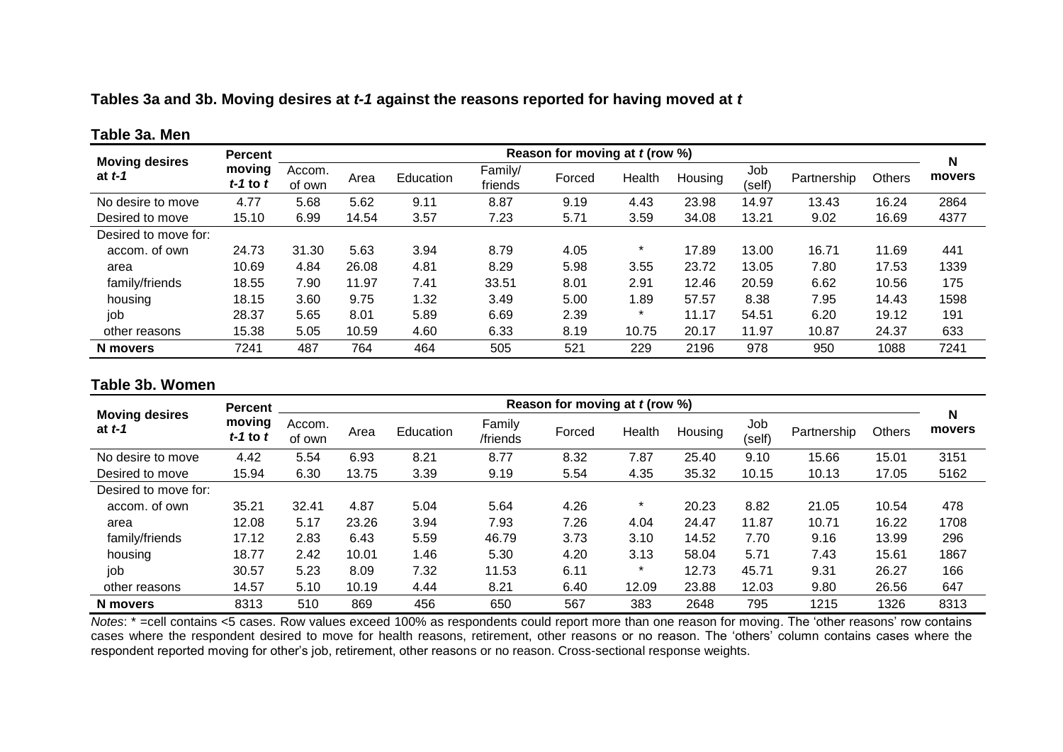**Tables 3a and 3b. Moving desires at *t-1* against the reasons reported for having moved at *t***

**Table 3a. Men**

| Moving desires at *t-1* | Percent moving *t-1* to *t* | Reason for moving at *t* (row %) | | | | | | | | | | N movers |
|---|---|---|---|---|---|---|---|---|---|---|---|---|
| | | Accom. of own | Area | Education | Family/ friends | Forced | Health | Housing | Job (self) | Partnership | Others | |
| No desire to move | 4.77 | 5.68 | 5.62 | 9.11 | 8.87 | 9.19 | 4.43 | 23.98 | 14.97 | 13.43 | 16.24 | 2864 |
| Desired to move | 15.10 | 6.99 | 14.54 | 3.57 | 7.23 | 5.71 | 3.59 | 34.08 | 13.21 | 9.02 | 16.69 | 4377 |
| Desired to move for: | | | | | | | | | | | | |
| accom. of own | 24.73 | 31.30 | 5.63 | 3.94 | 8.79 | 4.05 | * | 17.89 | 13.00 | 16.71 | 11.69 | 441 |
| area | 10.69 | 4.84 | 26.08 | 4.81 | 8.29 | 5.98 | 3.55 | 23.72 | 13.05 | 7.80 | 17.53 | 1339 |
| family/friends | 18.55 | 7.90 | 11.97 | 7.41 | 33.51 | 8.01 | 2.91 | 12.46 | 20.59 | 6.62 | 10.56 | 175 |
| housing | 18.15 | 3.60 | 9.75 | 1.32 | 3.49 | 5.00 | 1.89 | 57.57 | 8.38 | 7.95 | 14.43 | 1598 |
| job | 28.37 | 5.65 | 8.01 | 5.89 | 6.69 | 2.39 | * | 11.17 | 54.51 | 6.20 | 19.12 | 191 |
| other reasons | 15.38 | 5.05 | 10.59 | 4.60 | 6.33 | 8.19 | 10.75 | 20.17 | 11.97 | 10.87 | 24.37 | 633 |
| **N movers** | 7241 | 487 | 764 | 464 | 505 | 521 | 229 | 2196 | 978 | 950 | 1088 | 7241 |

**Table 3b. Women**

| Moving desires at *t-1* | Percent moving *t-1* to *t* | Reason for moving at *t* (row %) | | | | | | | | | | N movers |
|---|---|---|---|---|---|---|---|---|---|---|---|---|
| | | Accom. of own | Area | Education | Family /friends | Forced | Health | Housing | Job (self) | Partnership | Others | |
| No desire to move | 4.42 | 5.54 | 6.93 | 8.21 | 8.77 | 8.32 | 7.87 | 25.40 | 9.10 | 15.66 | 15.01 | 3151 |
| Desired to move | 15.94 | 6.30 | 13.75 | 3.39 | 9.19 | 5.54 | 4.35 | 35.32 | 10.15 | 10.13 | 17.05 | 5162 |
| Desired to move for: | | | | | | | | | | | | |
| accom. of own | 35.21 | 32.41 | 4.87 | 5.04 | 5.64 | 4.26 | * | 20.23 | 8.82 | 21.05 | 10.54 | 478 |
| area | 12.08 | 5.17 | 23.26 | 3.94 | 7.93 | 7.26 | 4.04 | 24.47 | 11.87 | 10.71 | 16.22 | 1708 |
| family/friends | 17.12 | 2.83 | 6.43 | 5.59 | 46.79 | 3.73 | 3.10 | 14.52 | 7.70 | 9.16 | 13.99 | 296 |
| housing | 18.77 | 2.42 | 10.01 | 1.46 | 5.30 | 4.20 | 3.13 | 58.04 | 5.71 | 7.43 | 15.61 | 1867 |
| job | 30.57 | 5.23 | 8.09 | 7.32 | 11.53 | 6.11 | * | 12.73 | 45.71 | 9.31 | 26.27 | 166 |
| other reasons | 14.57 | 5.10 | 10.19 | 4.44 | 8.21 | 6.40 | 12.09 | 23.88 | 12.03 | 9.80 | 26.56 | 647 |
| **N movers** | 8313 | 510 | 869 | 456 | 650 | 567 | 383 | 2648 | 795 | 1215 | 1326 | 8313 |

*Notes*: * =cell contains <5 cases. Row values exceed 100% as respondents could report more than one reason for moving. The 'other reasons' row contains cases where the respondent desired to move for health reasons, retirement, other reasons or no reason. The 'others' column contains cases where the respondent reported moving for other's job, retirement, other reasons or no reason. Cross-sectional response weights.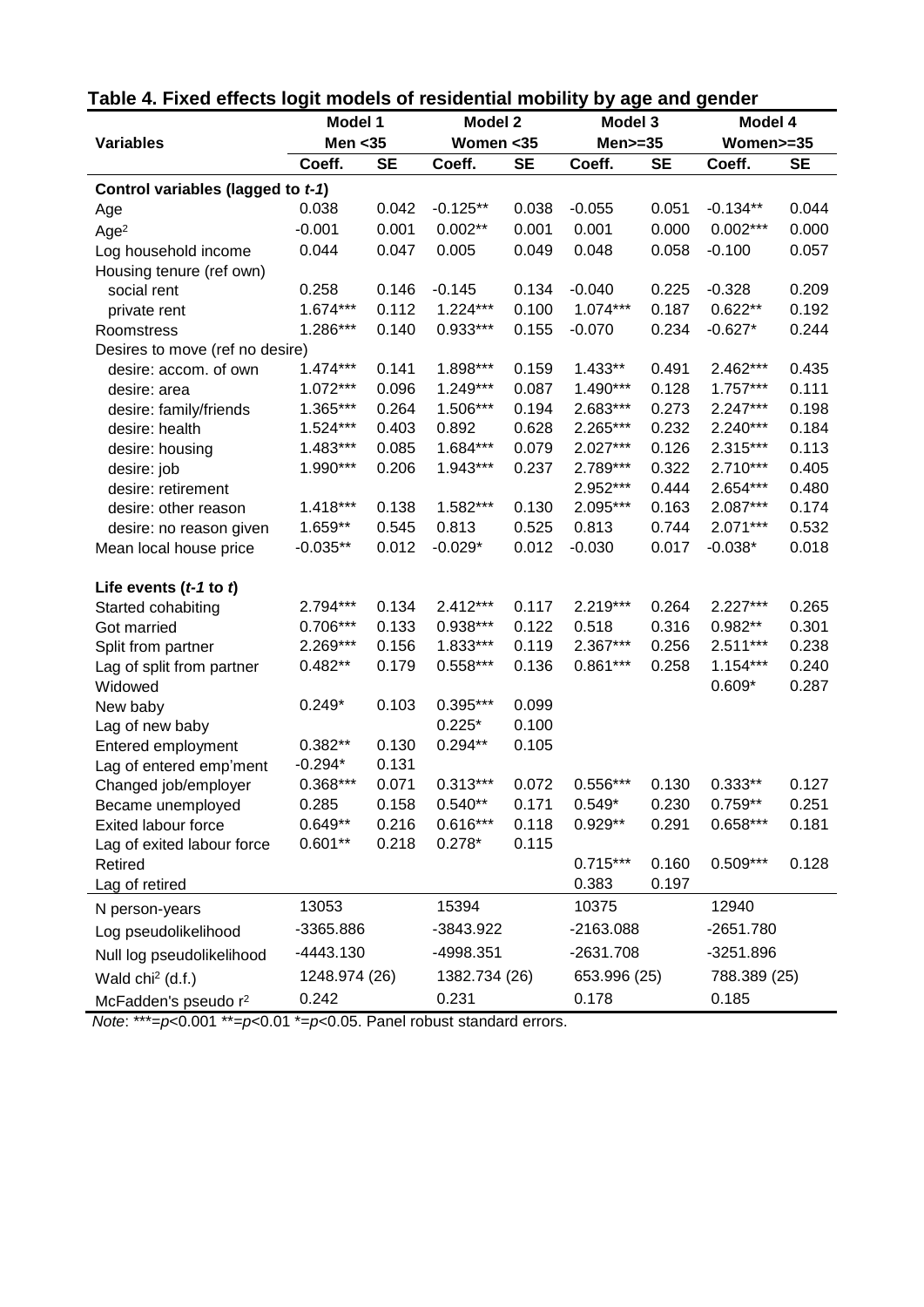## Table 4. Fixed effects logit models of residential mobility by age and gender

| Variables | Model 1 Men <35 | | Model 2 Women <35 | | Model 3 Men>=35 | | Model 4 Women>=35 | |
|---|---|---|---|---|---|---|---|---|
| | Coeff. | SE | Coeff. | SE | Coeff. | SE | Coeff. | SE |
| **Control variables (lagged to *t-1*)** | | | | | | | | |
| Age | 0.038 | 0.042 | -0.125** | 0.038 | -0.055 | 0.051 | -0.134** | 0.044 |
| $Age^2$ | -0.001 | 0.001 | 0.002** | 0.001 | 0.001 | 0.000 | 0.002*** | 0.000 |
| Log household income | 0.044 | 0.047 | 0.005 | 0.049 | 0.048 | 0.058 | -0.100 | 0.057 |
| Housing tenure (ref own) | | | | | | | | |
| social rent | 0.258 | 0.146 | -0.145 | 0.134 | -0.040 | 0.225 | -0.328 | 0.209 |
| private rent | 1.674*** | 0.112 | 1.224*** | 0.100 | 1.074*** | 0.187 | 0.622** | 0.192 |
| Roomstress | 1.286*** | 0.140 | 0.933*** | 0.155 | -0.070 | 0.234 | -0.627* | 0.244 |
| Desires to move (ref no desire) | | | | | | | | |
| desire: accom. of own | 1.474*** | 0.141 | 1.898*** | 0.159 | 1.433** | 0.491 | 2.462*** | 0.435 |
| desire: area | 1.072*** | 0.096 | 1.249*** | 0.087 | 1.490*** | 0.128 | 1.757*** | 0.111 |
| desire: family/friends | 1.365*** | 0.264 | 1.506*** | 0.194 | 2.683*** | 0.273 | 2.247*** | 0.198 |
| desire: health | 1.524*** | 0.403 | 0.892 | 0.628 | 2.265*** | 0.232 | 2.240*** | 0.184 |
| desire: housing | 1.483*** | 0.085 | 1.684*** | 0.079 | 2.027*** | 0.126 | 2.315*** | 0.113 |
| desire: job | 1.990*** | 0.206 | 1.943*** | 0.237 | 2.789*** | 0.322 | 2.710*** | 0.405 |
| desire: retirement | | | | | 2.952*** | 0.444 | 2.654*** | 0.480 |
| desire: other reason | 1.418*** | 0.138 | 1.582*** | 0.130 | 2.095*** | 0.163 | 2.087*** | 0.174 |
| desire: no reason given | 1.659** | 0.545 | 0.813 | 0.525 | 0.813 | 0.744 | 2.071*** | 0.532 |
| Mean local house price | -0.035** | 0.012 | -0.029* | 0.012 | -0.030 | 0.017 | -0.038* | 0.018 |
| **Life events (*t-1* to *t*)** | | | | | | | | |
| Started cohabiting | 2.794*** | 0.134 | 2.412*** | 0.117 | 2.219*** | 0.264 | 2.227*** | 0.265 |
| Got married | 0.706*** | 0.133 | 0.938*** | 0.122 | 0.518 | 0.316 | 0.982** | 0.301 |
| Split from partner | 2.269*** | 0.156 | 1.833*** | 0.119 | 2.367*** | 0.256 | 2.511*** | 0.238 |
| Lag of split from partner | 0.482** | 0.179 | 0.558*** | 0.136 | 0.861*** | 0.258 | 1.154*** | 0.240 |
| Widowed | | | | | | | 0.609* | 0.287 |
| New baby | 0.249* | 0.103 | 0.395*** | 0.099 | | | | |
| Lag of new baby | | | 0.225* | 0.100 | | | | |
| Entered employment | 0.382** | 0.130 | 0.294** | 0.105 | | | | |
| Lag of entered emp'ment | -0.294* | 0.131 | | | | | | |
| Changed job/employer | 0.368*** | 0.071 | 0.313*** | 0.072 | 0.556*** | 0.130 | 0.333** | 0.127 |
| Became unemployed | 0.285 | 0.158 | 0.540** | 0.171 | 0.549* | 0.230 | 0.759** | 0.251 |
| Exited labour force | 0.649** | 0.216 | 0.616*** | 0.118 | 0.929** | 0.291 | 0.658*** | 0.181 |
| Lag of exited labour force | 0.601** | 0.218 | 0.278* | 0.115 | | | | |
| Retired | | | | | 0.715*** | 0.160 | 0.509*** | 0.128 |
| Lag of retired | | | | | 0.383 | 0.197 | | |
| N person-years | 13053 | | 15394 | | 10375 | | 12940 | |
| Log pseudolikelihood | -3365.886 | | -3843.922 | | -2163.088 | | -2651.780 | |
| Null log pseudolikelihood | -4443.130 | | -4998.351 | | -2631.708 | | -3251.896 | |
| Wald $chi^2$ (d.f.) | 1248.974 (26) | | 1382.734 (26) | | 653.996 (25) | | 788.389 (25) | |
| McFadden's pseudo $r^2$ | 0.242 | | 0.231 | | 0.178 | | 0.185 | |

*Note*: ***=$p$<0.001 **=$p$<0.01 *=$p$<0.05. Panel robust standard errors.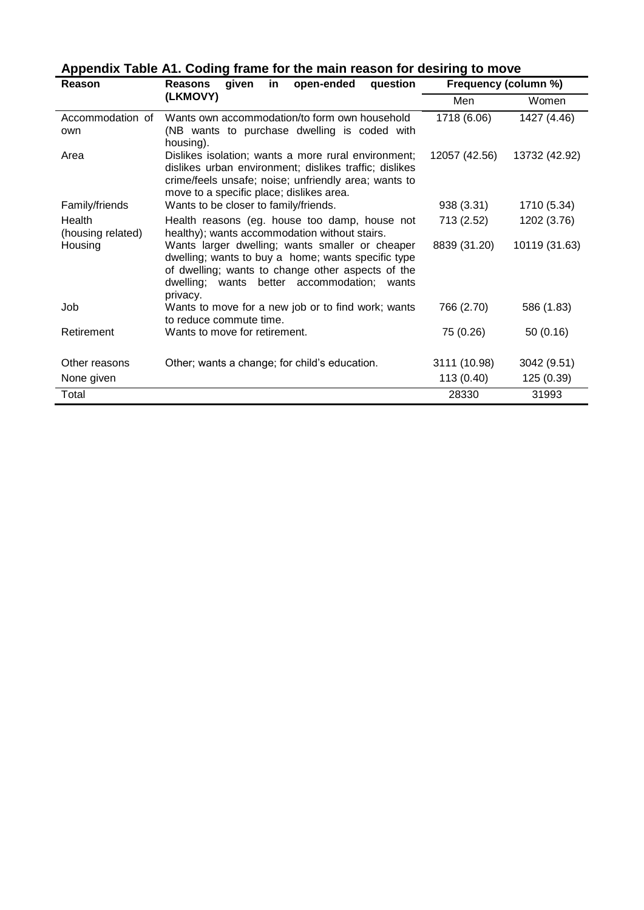**Appendix Table A1. Coding frame for the main reason for desiring to move**

| Reason | Reasons given in open-ended question (LKMOVY) | Frequency (column %) | |
|---|---|---|---|
| | | Men | Women |
| Accommodation of own | Wants own accommodation/to form own household (NB wants to purchase dwelling is coded with housing). | 1718 (6.06) | 1427 (4.46) |
| Area | Dislikes isolation; wants a more rural environment; dislikes urban environment; dislikes traffic; dislikes crime/feels unsafe; noise; unfriendly area; wants to move to a specific place; dislikes area. | 12057 (42.56) | 13732 (42.92) |
| Family/friends | Wants to be closer to family/friends. | 938 (3.31) | 1710 (5.34) |
| Health (housing related) | Health reasons (eg. house too damp, house not healthy); wants accommodation without stairs. | 713 (2.52) | 1202 (3.76) |
| Housing | Wants larger dwelling; wants smaller or cheaper dwelling; wants to buy a home; wants specific type of dwelling; wants to change other aspects of the dwelling; wants better accommodation; wants privacy. | 8839 (31.20) | 10119 (31.63) |
| Job | Wants to move for a new job or to find work; wants to reduce commute time. | 766 (2.70) | 586 (1.83) |
| Retirement | Wants to move for retirement. | 75 (0.26) | 50 (0.16) |
| Other reasons | Other; wants a change; for child's education. | 3111 (10.98) | 3042 (9.51) |
| None given | | 113 (0.40) | 125 (0.39) |
| Total | | 28330 | 31993 |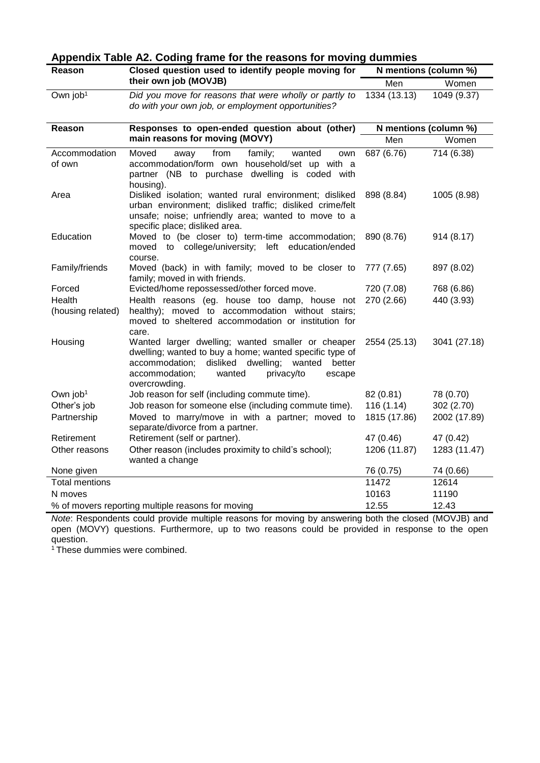## Appendix Table A2. Coding frame for the reasons for moving dummies

| Reason | Closed question used to identify people moving for their own job (MOVJB) | N mentions (column %) | |
|---|---|---|---|
| | | Men | Women |
| Own job[1] | *Did you move for reasons that were wholly or partly to do with your own job, or employment opportunities?* | 1334 (13.13) | 1049 (9.37) |
| **Reason** | **Responses to open-ended question about (other) main reasons for moving (MOVY)** | **N mentions (column %)** | |
| | | Men | Women |
| Accommodation of own | Moved away from family; wanted own accommodation/form own household/set up with a partner (NB to purchase dwelling is coded with housing). | 687 (6.76) | 714 (6.38) |
| Area | Disliked isolation; wanted rural environment; disliked urban environment; disliked traffic; disliked crime/felt unsafe; noise; unfriendly area; wanted to move to a specific place; disliked area. | 898 (8.84) | 1005 (8.98) |
| Education | Moved to (be closer to) term-time accommodation; moved to college/university; left education/ended course. | 890 (8.76) | 914 (8.17) |
| Family/friends | Moved (back) in with family; moved to be closer to family; moved in with friends. | 777 (7.65) | 897 (8.02) |
| Forced | Evicted/home repossessed/other forced move. | 720 (7.08) | 768 (6.86) |
| Health (housing related) | Health reasons (eg. house too damp, house not healthy); moved to accommodation without stairs; moved to sheltered accommodation or institution for care. | 270 (2.66) | 440 (3.93) |
| Housing | Wanted larger dwelling; wanted smaller or cheaper dwelling; wanted to buy a home; wanted specific type of accommodation; disliked dwelling; wanted better accommodation; wanted privacy/to escape overcrowding. | 2554 (25.13) | 3041 (27.18) |
| Own job[1] | Job reason for self (including commute time). | 82 (0.81) | 78 (0.70) |
| Other's job | Job reason for someone else (including commute time). | 116 (1.14) | 302 (2.70) |
| Partnership | Moved to marry/move in with a partner; moved to separate/divorce from a partner. | 1815 (17.86) | 2002 (17.89) |
| Retirement | Retirement (self or partner). | 47 (0.46) | 47 (0.42) |
| Other reasons | Other reason (includes proximity to child's school); wanted a change | 1206 (11.87) | 1283 (11.47) |
| None given | | 76 (0.75) | 74 (0.66) |
| Total mentions | | 11472 | 12614 |
| N moves | | 10163 | 11190 |
| % of movers reporting multiple reasons for moving | | 12.55 | 12.43 |

*Note*: Respondents could provide multiple reasons for moving by answering both the closed (MOVJB) and open (MOVY) questions. Furthermore, up to two reasons could be provided in response to the open question.

[1] These dummies were combined.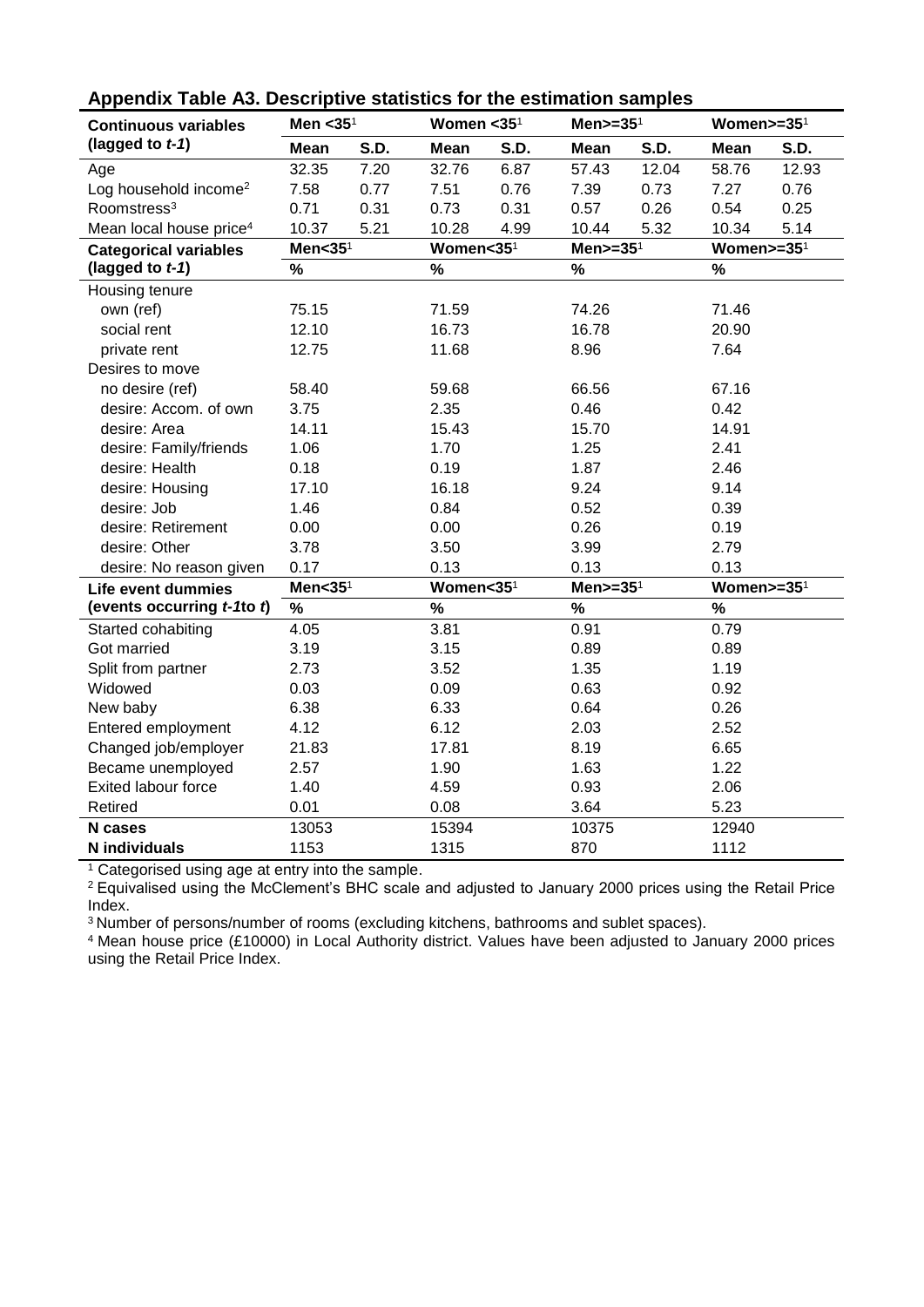## Appendix Table A3. Descriptive statistics for the estimation samples

| Continuous variables (lagged to *t-1*) | Men <35[1] | | Women <35[1] | | Men>=35[1] | | Women>=35[1] | |
|---|---|---|---|---|---|---|---|---|
| | **Mean** | **S.D.** | **Mean** | **S.D.** | **Mean** | **S.D.** | **Mean** | **S.D.** |
| Age | 32.35 | 7.20 | 32.76 | 6.87 | 57.43 | 12.04 | 58.76 | 12.93 |
| Log household income[2] | 7.58 | 0.77 | 7.51 | 0.76 | 7.39 | 0.73 | 7.27 | 0.76 |
| Roomstress[3] | 0.71 | 0.31 | 0.73 | 0.31 | 0.57 | 0.26 | 0.54 | 0.25 |
| Mean local house price[4] | 10.37 | 5.21 | 10.28 | 4.99 | 10.44 | 5.32 | 10.34 | 5.14 |
| **Categorical variables (lagged to *t-1*)** | **Men<35[1]** | | **Women<35[1]** | | **Men>=35[1]** | | **Women>=35[1]** | |
| | **%** | | **%** | | **%** | | **%** | |
| Housing tenure | | | | | | | | |
| own (ref) | 75.15 | | 71.59 | | 74.26 | | 71.46 | |
| social rent | 12.10 | | 16.73 | | 16.78 | | 20.90 | |
| private rent | 12.75 | | 11.68 | | 8.96 | | 7.64 | |
| Desires to move | | | | | | | | |
| no desire (ref) | 58.40 | | 59.68 | | 66.56 | | 67.16 | |
| desire: Accom. of own | 3.75 | | 2.35 | | 0.46 | | 0.42 | |
| desire: Area | 14.11 | | 15.43 | | 15.70 | | 14.91 | |
| desire: Family/friends | 1.06 | | 1.70 | | 1.25 | | 2.41 | |
| desire: Health | 0.18 | | 0.19 | | 1.87 | | 2.46 | |
| desire: Housing | 17.10 | | 16.18 | | 9.24 | | 9.14 | |
| desire: Job | 1.46 | | 0.84 | | 0.52 | | 0.39 | |
| desire: Retirement | 0.00 | | 0.00 | | 0.26 | | 0.19 | |
| desire: Other | 3.78 | | 3.50 | | 3.99 | | 2.79 | |
| desire: No reason given | 0.17 | | 0.13 | | 0.13 | | 0.13 | |
| **Life event dummies (events occurring *t-1*to *t*)** | **Men<35[1]** | | **Women<35[1]** | | **Men>=35[1]** | | **Women>=35[1]** | |
| | **%** | | **%** | | **%** | | **%** | |
| Started cohabiting | 4.05 | | 3.81 | | 0.91 | | 0.79 | |
| Got married | 3.19 | | 3.15 | | 0.89 | | 0.89 | |
| Split from partner | 2.73 | | 3.52 | | 1.35 | | 1.19 | |
| Widowed | 0.03 | | 0.09 | | 0.63 | | 0.92 | |
| New baby | 6.38 | | 6.33 | | 0.64 | | 0.26 | |
| Entered employment | 4.12 | | 6.12 | | 2.03 | | 2.52 | |
| Changed job/employer | 21.83 | | 17.81 | | 8.19 | | 6.65 | |
| Became unemployed | 2.57 | | 1.90 | | 1.63 | | 1.22 | |
| Exited labour force | 1.40 | | 4.59 | | 0.93 | | 2.06 | |
| Retired | 0.01 | | 0.08 | | 3.64 | | 5.23 | |
| **N cases** | 13053 | | 15394 | | 10375 | | 12940 | |
| **N individuals** | 1153 | | 1315 | | 870 | | 1112 | |

[1] Categorised using age at entry into the sample.
[2] Equivalised using the McClement's BHC scale and adjusted to January 2000 prices using the Retail Price Index.
[3] Number of persons/number of rooms (excluding kitchens, bathrooms and sublet spaces).
[4] Mean house price (£10000) in Local Authority district. Values have been adjusted to January 2000 prices using the Retail Price Index.